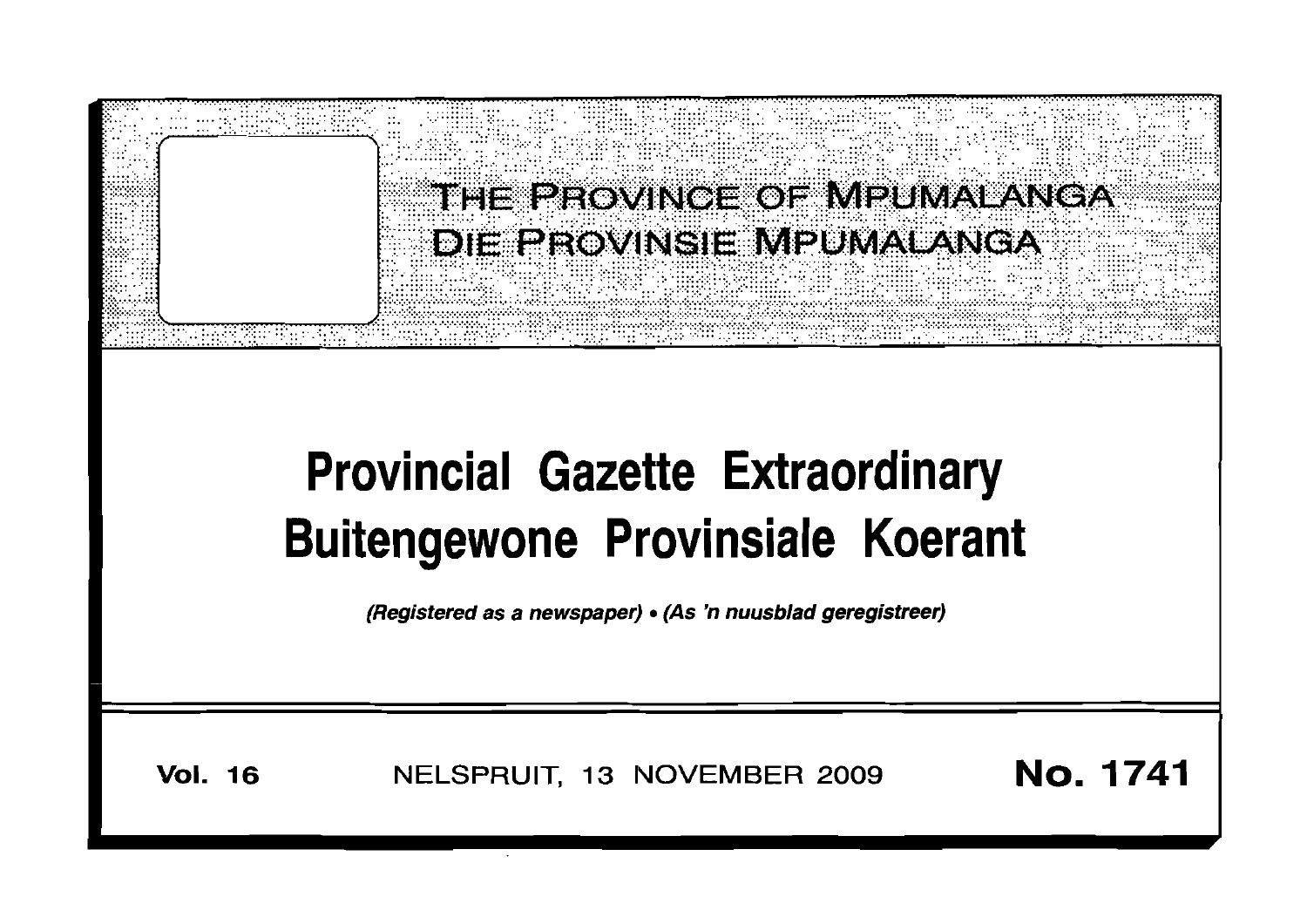# THE PROVINCE OF MPUMALANGA
# DIE PROVINSIE MPUMALANGA

# Provincial Gazette Extraordinary
# Buitengewone Provinsiale Koerant

*(Registered as a newspaper) • (As 'n nuusblad geregistreer)*

**Vol. 16** NELSPRUIT, 13 NOVEMBER 2009 **No. 1741**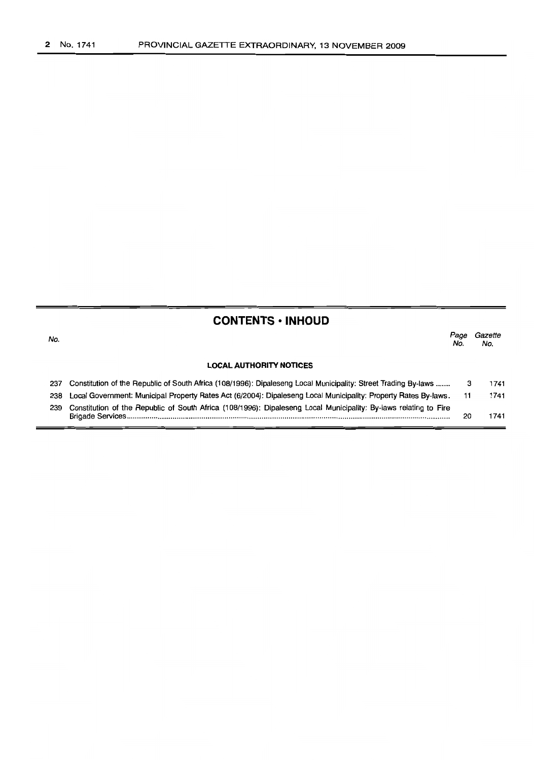## CONTENTS • INHOUD

| No. | | Page No. | Gazette No. |
|---|---|---|---|
| | **LOCAL AUTHORITY NOTICES** | | |
| 237 | Constitution of the Republic of South Africa (108/1996): Dipaleseng Local Municipality: Street Trading By-laws ....... | 3 | 1741 |
| 238 | Local Government: Municipal Property Rates Act (6/2004): Dipaleseng Local Municipality: Property Rates By-laws. | 11 | 1741 |
| 239 | Constitution of the Republic of South Africa (108/1996): Dipaleseng Local Municipality: By-laws relating to Fire Brigade Services ....... | 20 | 1741 |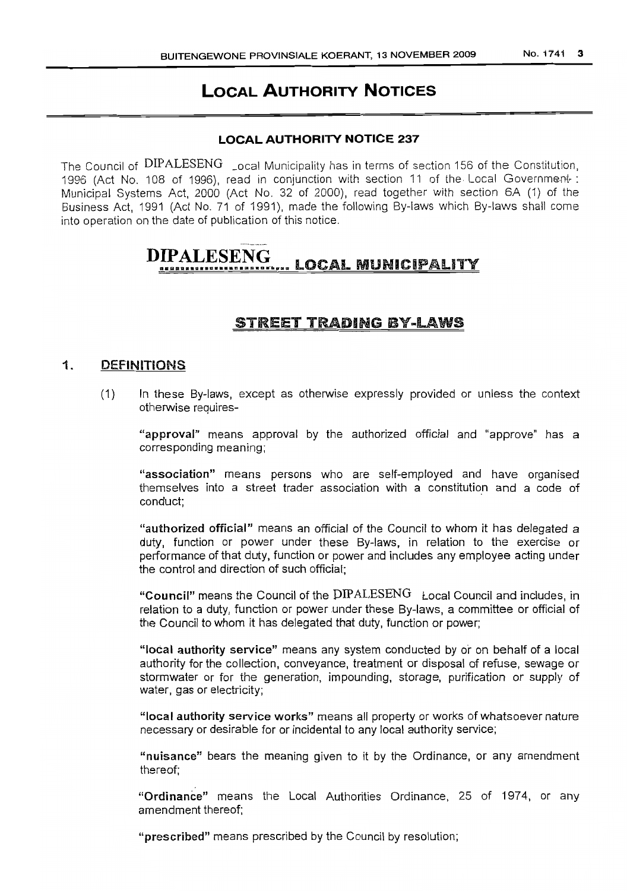# LOCAL AUTHORITY NOTICES

## LOCAL AUTHORITY NOTICE 237

The Council of DIPALESENG _ocal Municipality has in terms of section 156 of the Constitution, 1996 (Act No. 108 of 1996), read in conjunction with section 11 of the Local Government : Municipal Systems Act, 2000 (Act No. 32 of 2000), read together with section 6A (1) of the Business Act, 1991 (Act No. 71 of 1991), made the following By-laws which By-laws shall come into operation on the date of publication of this notice.

# DIPALESENG LOCAL MUNICIPALITY

## STREET TRADING BY-LAWS

### 1. DEFINITIONS

(1) In these By-laws, except as otherwise expressly provided or unless the context otherwise requires-

**"approval"** means approval by the authorized official and "approve" has a corresponding meaning;

**"association"** means persons who are self-employed and have organised themselves into a street trader association with a constitution and a code of conduct;

**"authorized official"** means an official of the Council to whom it has delegated a duty, function or power under these By-laws, in relation to the exercise or performance of that duty, function or power and includes any employee acting under the control and direction of such official;

**"Council"** means the Council of the DIPALESENG Local Council and includes, in relation to a duty, function or power under these By-laws, a committee or official of the Council to whom it has delegated that duty, function or power;

**"local authority service"** means any system conducted by or on behalf of a local authority for the collection, conveyance, treatment or disposal of refuse, sewage or stormwater or for the generation, impounding, storage, purification or supply of water, gas or electricity;

**"local authority service works"** means all property or works of whatsoever nature necessary or desirable for or incidental to any local authority service;

**"nuisance"** bears the meaning given to it by the Ordinance, or any amendment thereof;

**"Ordinance"** means the Local Authorities Ordinance, 25 of 1974, or any amendment thereof;

**"prescribed"** means prescribed by the Council by resolution;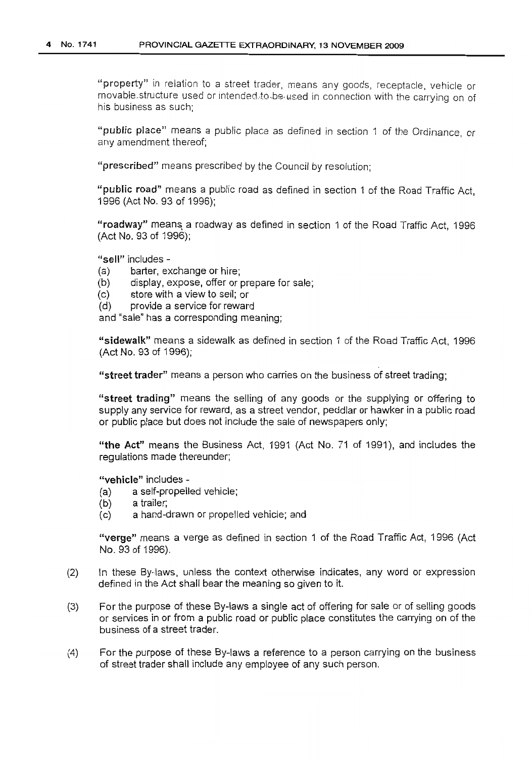"**property**" in relation to a street trader, means any goods, receptacle, vehicle or movable structure used or intended to be used in connection with the carrying on of his business as such;

"**public place**" means a public place as defined in section 1 of the Ordinance, or any amendment thereof;

"**prescribed**" means prescribed by the Council by resolution;

"**public road**" means a public road as defined in section 1 of the Road Traffic Act, 1996 (Act No. 93 of 1996);

"**roadway**" means a roadway as defined in section 1 of the Road Traffic Act, 1996 (Act No. 93 of 1996);

"**sell**" includes -

(a) barter, exchange or hire;
(b) display, expose, offer or prepare for sale;
(c) store with a view to sell; or
(d) provide a service for reward

and "sale" has a corresponding meaning;

"**sidewalk**" means a sidewalk as defined in section 1 of the Road Traffic Act, 1996 (Act No. 93 of 1996);

"**street trader**" means a person who carries on the business of street trading;

"**street trading**" means the selling of any goods or the supplying or offering to supply any service for reward, as a street vendor, peddlar or hawker in a public road or public place but does not include the sale of newspapers only;

"**the Act**" means the Business Act, 1991 (Act No. 71 of 1991), and includes the regulations made thereunder;

"**vehicle**" includes -

(a) a self-propelled vehicle;
(b) a trailer;
(c) a hand-drawn or propelled vehicle; and

"**verge**" means a verge as defined in section 1 of the Road Traffic Act, 1996 (Act No. 93 of 1996).

(2) In these By-laws, unless the context otherwise indicates, any word or expression defined in the Act shall bear the meaning so given to it.

(3) For the purpose of these By-laws a single act of offering for sale or of selling goods or services in or from a public road or public place constitutes the carrying on of the business of a street trader.

(4) For the purpose of these By-laws a reference to a person carrying on the business of street trader shall include any employee of any such person.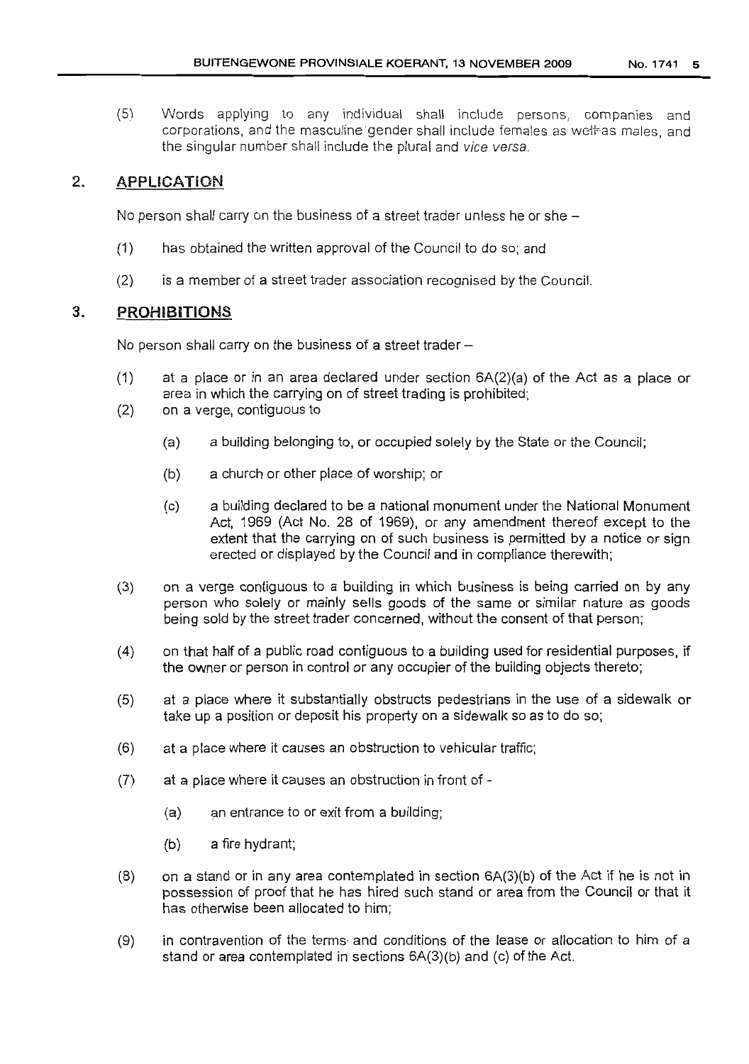(5) Words applying to any individual shall include persons, companies and corporations, and the masculine gender shall include females as well as males, and the singular number shall include the plural and *vice versa*.

## 2. APPLICATION

No person shall carry on the business of a street trader unless he or she –

(1) has obtained the written approval of the Council to do so; and

(2) is a member of a street trader association recognised by the Council.

## 3. PROHIBITIONS

No person shall carry on the business of a street trader –

(1) at a place or in an area declared under section 6A(2)(a) of the Act as a place or area in which the carrying on of street trading is prohibited;

(2) on a verge, contiguous to

  (a) a building belonging to, or occupied solely by the State or the Council;

  (b) a church or other place of worship; or

  (c) a building declared to be a national monument under the National Monument Act, 1969 (Act No. 28 of 1969), or any amendment thereof except to the extent that the carrying on of such business is permitted by a notice or sign erected or displayed by the Council and in compliance therewith;

(3) on a verge contiguous to a building in which business is being carried on by any person who solely or mainly sells goods of the same or similar nature as goods being sold by the street trader concerned, without the consent of that person;

(4) on that half of a public road contiguous to a building used for residential purposes, if the owner or person in control or any occupier of the building objects thereto;

(5) at a place where it substantially obstructs pedestrians in the use of a sidewalk or take up a position or deposit his property on a sidewalk so as to do so;

(6) at a place where it causes an obstruction to vehicular traffic;

(7) at a place where it causes an obstruction in front of -

  (a) an entrance to or exit from a building;

  (b) a fire hydrant;

(8) on a stand or in any area contemplated in section 6A(3)(b) of the Act if he is not in possession of proof that he has hired such stand or area from the Council or that it has otherwise been allocated to him;

(9) in contravention of the terms and conditions of the lease or allocation to him of a stand or area contemplated in sections 6A(3)(b) and (c) of the Act.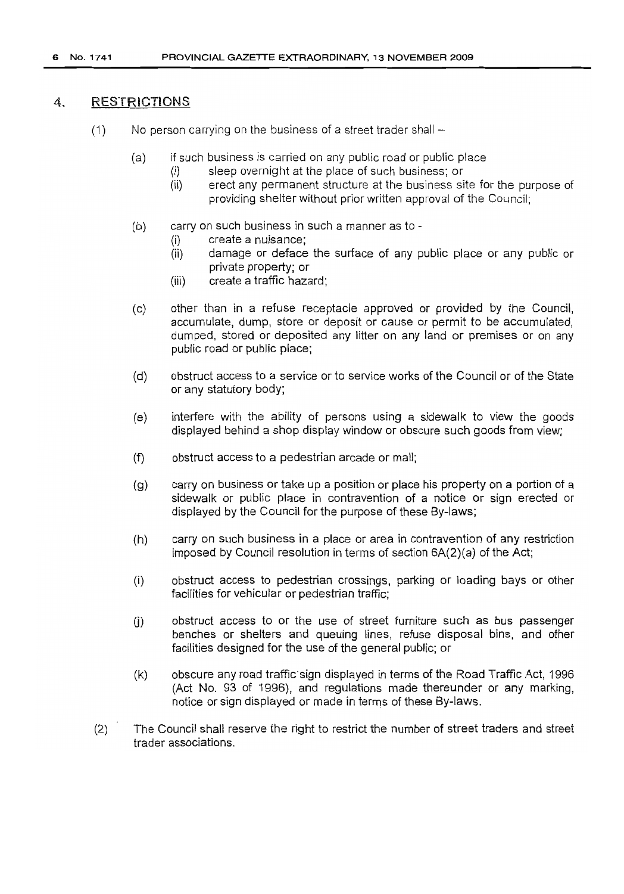## 4. RESTRICTIONS

(1) No person carrying on the business of a street trader shall –

(a) if such business is carried on any public road or public place
  (i) sleep overnight at the place of such business; or
  (ii) erect any permanent structure at the business site for the purpose of providing shelter without prior written approval of the Council;

(b) carry on such business in such a manner as to -
  (i) create a nuisance;
  (ii) damage or deface the surface of any public place or any public or private property; or
  (iii) create a traffic hazard;

(c) other than in a refuse receptacle approved or provided by the Council, accumulate, dump, store or deposit or cause or permit to be accumulated, dumped, stored or deposited any litter on any land or premises or on any public road or public place;

(d) obstruct access to a service or to service works of the Council or of the State or any statutory body;

(e) interfere with the ability of persons using a sidewalk to view the goods displayed behind a shop display window or obscure such goods from view;

(f) obstruct access to a pedestrian arcade or mall;

(g) carry on business or take up a position or place his property on a portion of a sidewalk or public place in contravention of a notice or sign erected or displayed by the Council for the purpose of these By-laws;

(h) carry on such business in a place or area in contravention of any restriction imposed by Council resolution in terms of section 6A(2)(a) of the Act;

(i) obstruct access to pedestrian crossings, parking or loading bays or other facilities for vehicular or pedestrian traffic;

(j) obstruct access to or the use of street furniture such as bus passenger benches or shelters and queuing lines, refuse disposal bins, and other facilities designed for the use of the general public; or

(k) obscure any road traffic sign displayed in terms of the Road Traffic Act, 1996 (Act No. 93 of 1996), and regulations made thereunder or any marking, notice or sign displayed or made in terms of these By-laws.

(2) The Council shall reserve the right to restrict the number of street traders and street trader associations.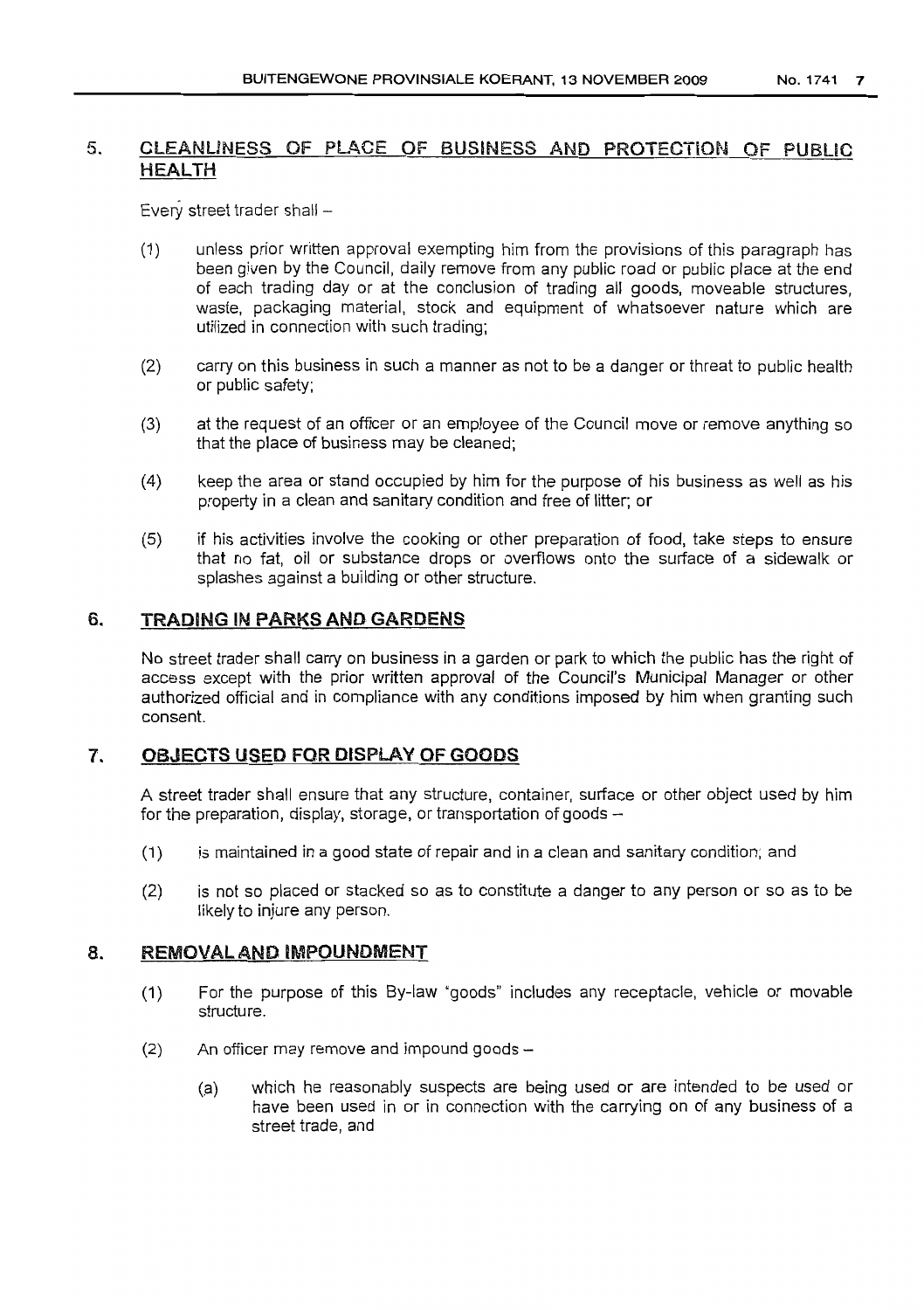## 5. CLEANLINESS OF PLACE OF BUSINESS AND PROTECTION OF PUBLIC HEALTH

Every street trader shall –

(1) unless prior written approval exempting him from the provisions of this paragraph has been given by the Council, daily remove from any public road or public place at the end of each trading day or at the conclusion of trading all goods, moveable structures, waste, packaging material, stock and equipment of whatsoever nature which are utilized in connection with such trading;

(2) carry on this business in such a manner as not to be a danger or threat to public health or public safety;

(3) at the request of an officer or an employee of the Council move or remove anything so that the place of business may be cleaned;

(4) keep the area or stand occupied by him for the purpose of his business as well as his property in a clean and sanitary condition and free of litter; or

(5) if his activities involve the cooking or other preparation of food, take steps to ensure that no fat, oil or substance drops or overflows onto the surface of a sidewalk or splashes against a building or other structure.

## 6. TRADING IN PARKS AND GARDENS

No street trader shall carry on business in a garden or park to which the public has the right of access except with the prior written approval of the Council's Municipal Manager or other authorized official and in compliance with any conditions imposed by him when granting such consent.

## 7. OBJECTS USED FOR DISPLAY OF GOODS

A street trader shall ensure that any structure, container, surface or other object used by him for the preparation, display, storage, or transportation of goods –

(1) is maintained in a good state of repair and in a clean and sanitary condition; and

(2) is not so placed or stacked so as to constitute a danger to any person or so as to be likely to injure any person.

## 8. REMOVAL AND IMPOUNDMENT

(1) For the purpose of this By-law "goods" includes any receptacle, vehicle or movable structure.

(2) An officer may remove and impound goods –

(a) which he reasonably suspects are being used or are intended to be used or have been used in or in connection with the carrying on of any business of a street trade, and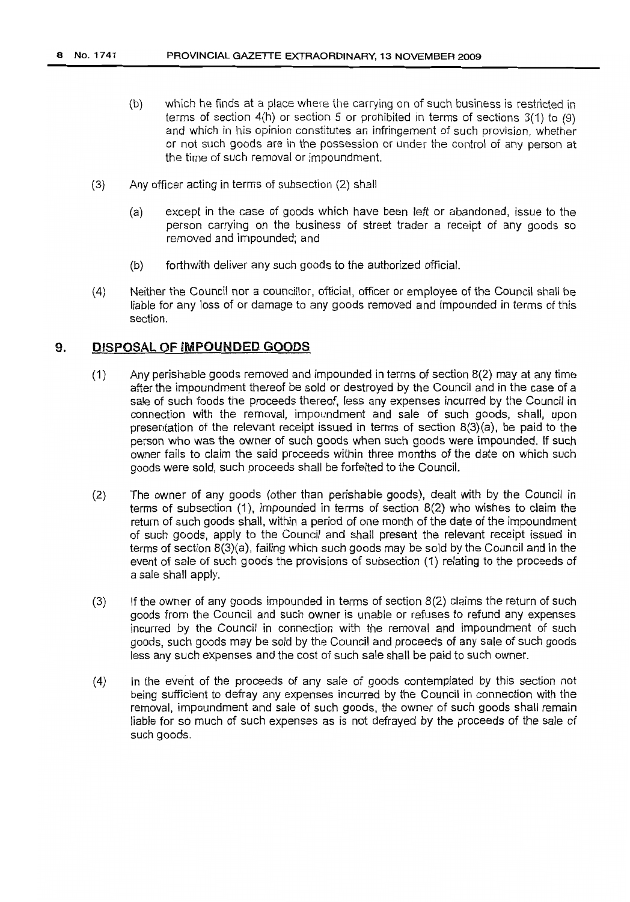(b) which he finds at a place where the carrying on of such business is restricted in terms of section 4(h) or section 5 or prohibited in terms of sections 3(1) to (9) and which in his opinion constitutes an infringement of such provision, whether or not such goods are in the possession or under the control of any person at the time of such removal or impoundment.

(3) Any officer acting in terms of subsection (2) shall

(a) except in the case of goods which have been left or abandoned, issue to the person carrying on the business of street trader a receipt of any goods so removed and impounded; and

(b) forthwith deliver any such goods to the authorized official.

(4) Neither the Council nor a councillor, official, officer or employee of the Council shall be liable for any loss of or damage to any goods removed and impounded in terms of this section.

## 9. DISPOSAL OF IMPOUNDED GOODS

(1) Any perishable goods removed and impounded in terms of section 8(2) may at any time after the impoundment thereof be sold or destroyed by the Council and in the case of a sale of such foods the proceeds thereof, less any expenses incurred by the Council in connection with the removal, impoundment and sale of such goods, shall, upon presentation of the relevant receipt issued in terms of section 8(3)(a), be paid to the person who was the owner of such goods when such goods were impounded. If such owner fails to claim the said proceeds within three months of the date on which such goods were sold, such proceeds shall be forfeited to the Council.

(2) The owner of any goods (other than perishable goods), dealt with by the Council in terms of subsection (1), impounded in terms of section 8(2) who wishes to claim the return of such goods shall, within a period of one month of the date of the impoundment of such goods, apply to the Council and shall present the relevant receipt issued in terms of section 8(3)(a), failing which such goods may be sold by the Council and in the event of sale of such goods the provisions of subsection (1) relating to the proceeds of a sale shall apply.

(3) If the owner of any goods impounded in terms of section 8(2) claims the return of such goods from the Council and such owner is unable or refuses to refund any expenses incurred by the Council in connection with the removal and impoundment of such goods, such goods may be sold by the Council and proceeds of any sale of such goods less any such expenses and the cost of such sale shall be paid to such owner.

(4) In the event of the proceeds of any sale of goods contemplated by this section not being sufficient to defray any expenses incurred by the Council in connection with the removal, impoundment and sale of such goods, the owner of such goods shall remain liable for so much of such expenses as is not defrayed by the proceeds of the sale of such goods.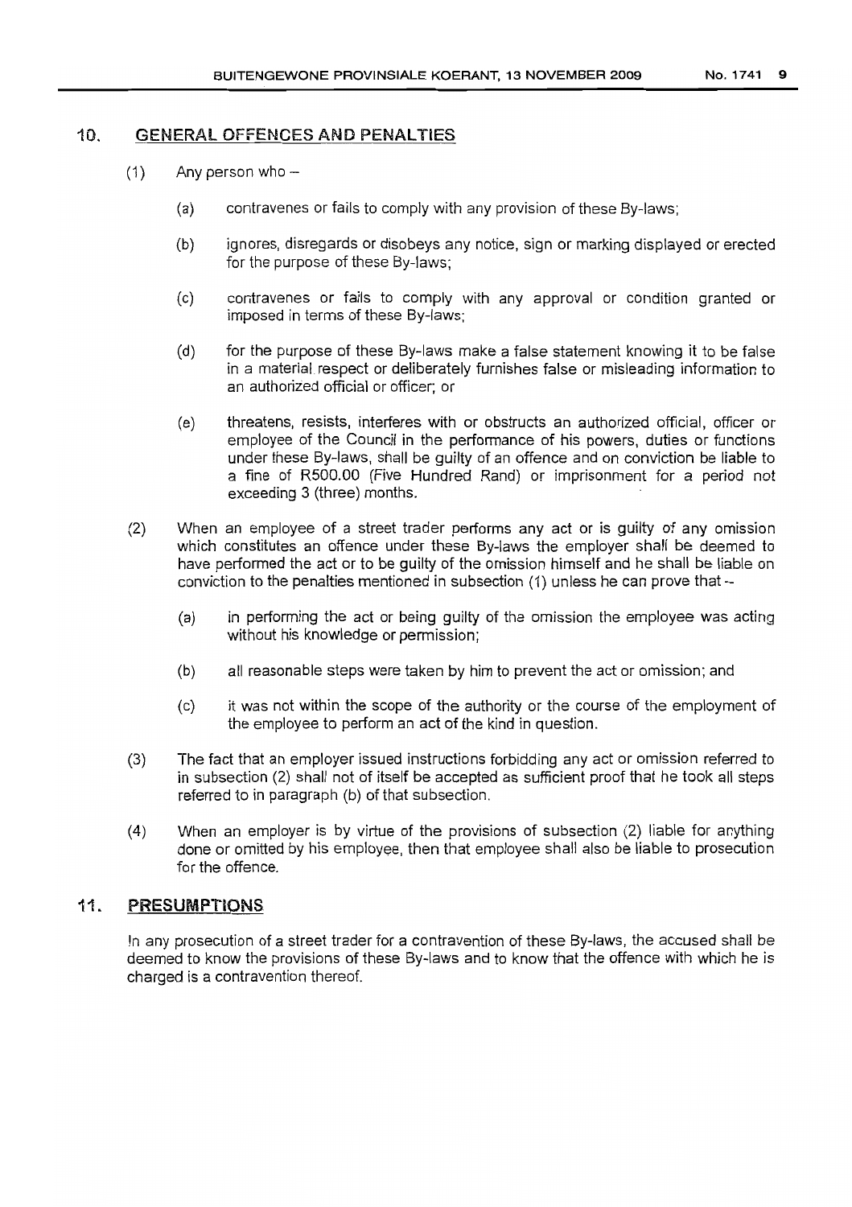## 10. GENERAL OFFENCES AND PENALTIES

(1) Any person who –

(a) contravenes or fails to comply with any provision of these By-laws;

(b) ignores, disregards or disobeys any notice, sign or marking displayed or erected for the purpose of these By-laws;

(c) contravenes or fails to comply with any approval or condition granted or imposed in terms of these By-laws;

(d) for the purpose of these By-laws make a false statement knowing it to be false in a material respect or deliberately furnishes false or misleading information to an authorized official or officer; or

(e) threatens, resists, interferes with or obstructs an authorized official, officer or employee of the Council in the performance of his powers, duties or functions under these By-laws, shall be guilty of an offence and on conviction be liable to a fine of R500.00 (Five Hundred Rand) or imprisonment for a period not exceeding 3 (three) months.

(2) When an employee of a street trader performs any act or is guilty of any omission which constitutes an offence under these By-laws the employer shall be deemed to have performed the act or to be guilty of the omission himself and he shall be liable on conviction to the penalties mentioned in subsection (1) unless he can prove that --

(a) in performing the act or being guilty of the omission the employee was acting without his knowledge or permission;

(b) all reasonable steps were taken by him to prevent the act or omission; and

(c) it was not within the scope of the authority or the course of the employment of the employee to perform an act of the kind in question.

(3) The fact that an employer issued instructions forbidding any act or omission referred to in subsection (2) shall not of itself be accepted as sufficient proof that he took all steps referred to in paragraph (b) of that subsection.

(4) When an employer is by virtue of the provisions of subsection (2) liable for anything done or omitted by his employee, then that employee shall also be liable to prosecution for the offence.

## 11. PRESUMPTIONS

In any prosecution of a street trader for a contravention of these By-laws, the accused shall be deemed to know the provisions of these By-laws and to know that the offence with which he is charged is a contravention thereof.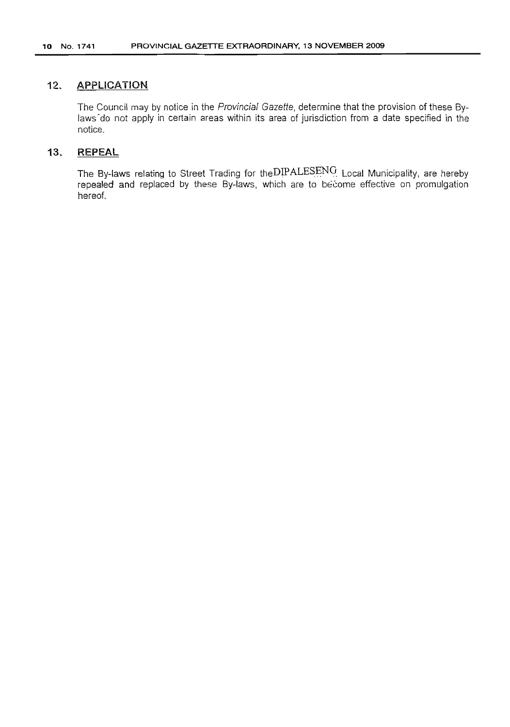## 12. APPLICATION

The Council may by notice in the *Provincial Gazette*, determine that the provision of these By-laws do not apply in certain areas within its area of jurisdiction from a date specified in the notice.

## 13. REPEAL

The By-laws relating to Street Trading for theDIPALESENG Local Municipality, are hereby repealed and replaced by these By-laws, which are to become effective on promulgation hereof.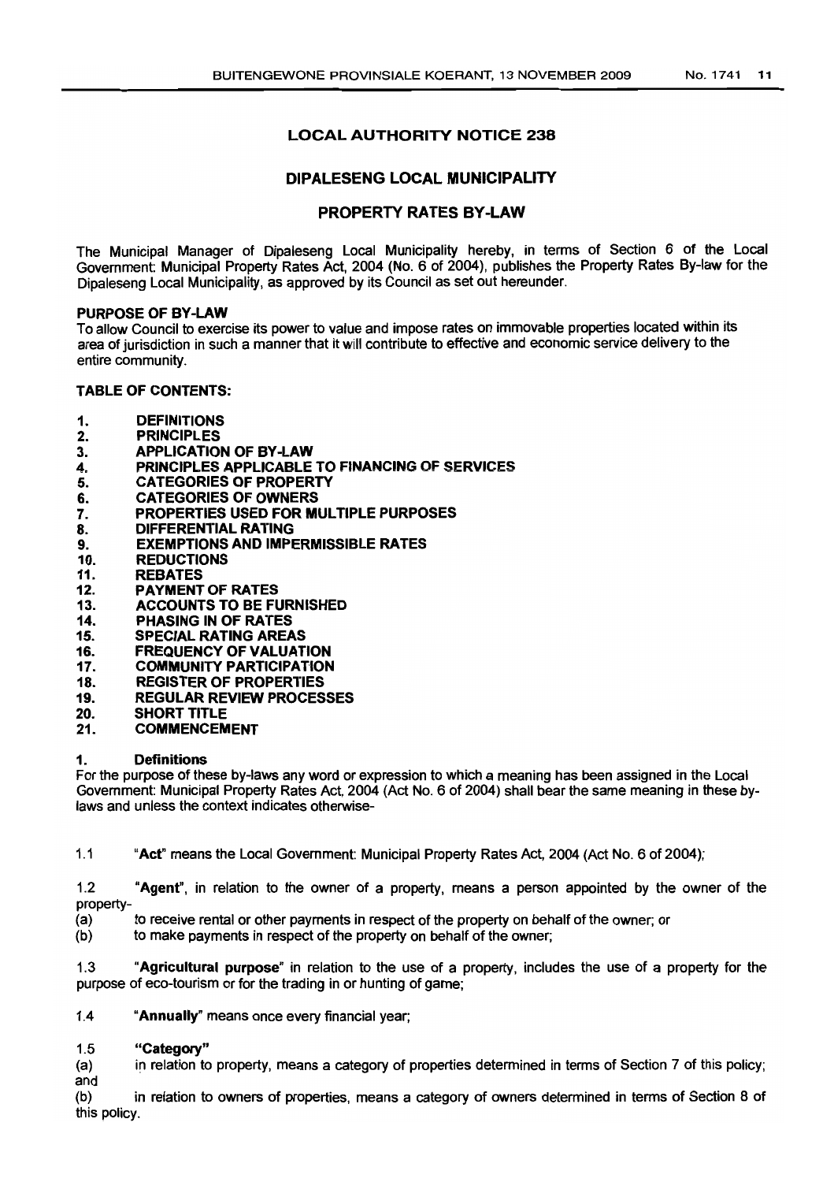## LOCAL AUTHORITY NOTICE 238

## DIPALESENG LOCAL MUNICIPALITY

## PROPERTY RATES BY-LAW

The Municipal Manager of Dipaleseng Local Municipality hereby, in terms of Section 6 of the Local Government: Municipal Property Rates Act, 2004 (No. 6 of 2004), publishes the Property Rates By-law for the Dipaleseng Local Municipality, as approved by its Council as set out hereunder.

**PURPOSE OF BY-LAW**

To allow Council to exercise its power to value and impose rates on immovable properties located within its area of jurisdiction in such a manner that it will contribute to effective and economic service delivery to the entire community.

**TABLE OF CONTENTS:**

1. **DEFINITIONS**
2. **PRINCIPLES**
3. **APPLICATION OF BY-LAW**
4. **PRINCIPLES APPLICABLE TO FINANCING OF SERVICES**
5. **CATEGORIES OF PROPERTY**
6. **CATEGORIES OF OWNERS**
7. **PROPERTIES USED FOR MULTIPLE PURPOSES**
8. **DIFFERENTIAL RATING**
9. **EXEMPTIONS AND IMPERMISSIBLE RATES**
10. **REDUCTIONS**
11. **REBATES**
12. **PAYMENT OF RATES**
13. **ACCOUNTS TO BE FURNISHED**
14. **PHASING IN OF RATES**
15. **SPECIAL RATING AREAS**
16. **FREQUENCY OF VALUATION**
17. **COMMUNITY PARTICIPATION**
18. **REGISTER OF PROPERTIES**
19. **REGULAR REVIEW PROCESSES**
20. **SHORT TITLE**
21. **COMMENCEMENT**

### 1. Definitions

For the purpose of these by-laws any word or expression to which a meaning has been assigned in the Local Government: Municipal Property Rates Act, 2004 (Act No. 6 of 2004) shall bear the same meaning in these by-laws and unless the context indicates otherwise-

1.1 "**Act**" means the Local Government: Municipal Property Rates Act, 2004 (Act No. 6 of 2004);

1.2 "**Agent**", in relation to the owner of a property, means a person appointed by the owner of the property-

(a) to receive rental or other payments in respect of the property on behalf of the owner; or

(b) to make payments in respect of the property on behalf of the owner;

1.3 "**Agricultural purpose**" in relation to the use of a property, includes the use of a property for the purpose of eco-tourism or for the trading in or hunting of game;

1.4 "**Annually**" means once every financial year;

1.5 **"Category"**

(a) in relation to property, means a category of properties determined in terms of Section 7 of this policy; and

(b) in relation to owners of properties, means a category of owners determined in terms of Section 8 of this policy.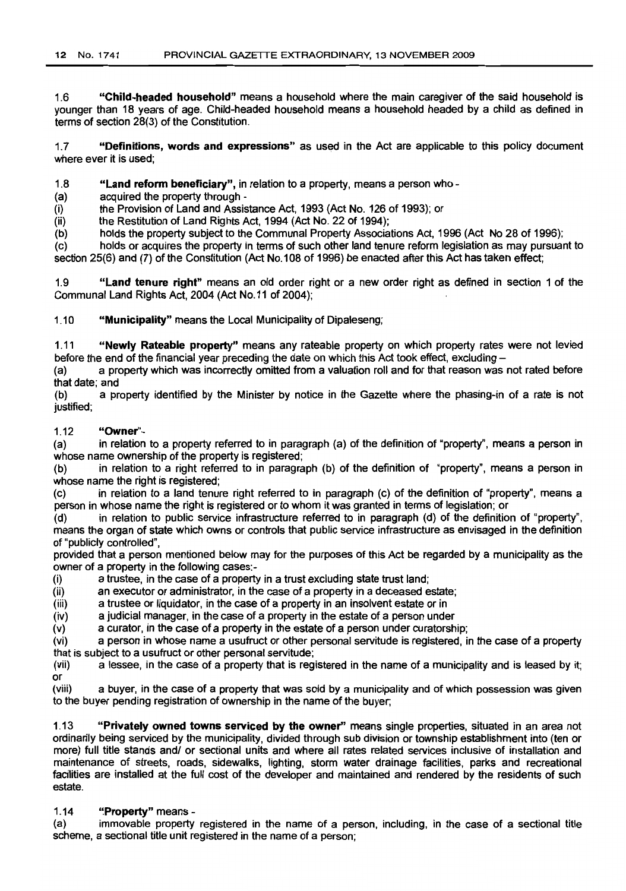1.6 **"Child-headed household"** means a household where the main caregiver of the said household is younger than 18 years of age. Child-headed household means a household headed by a child as defined in terms of section 28(3) of the Constitution.

1.7 **"Definitions, words and expressions"** as used in the Act are applicable to this policy document where ever it is used;

1.8 **"Land reform beneficiary"**, in relation to a property, means a person who -

(a) acquired the property through -

(i) the Provision of Land and Assistance Act, 1993 (Act No. 126 of 1993); or

(ii) the Restitution of Land Rights Act, 1994 (Act No. 22 of 1994);

(b) holds the property subject to the Communal Property Associations Act, 1996 (Act No 28 of 1996);

(c) holds or acquires the property in terms of such other land tenure reform legislation as may pursuant to section 25(6) and (7) of the Constitution (Act No.108 of 1996) be enacted after this Act has taken effect;

1.9 **"Land tenure right"** means an old order right or a new order right as defined in section 1 of the Communal Land Rights Act, 2004 (Act No.11 of 2004);

1.10 **"Municipality"** means the Local Municipality of Dipaleseng;

1.11 **"Newly Rateable property"** means any rateable property on which property rates were not levied before the end of the financial year preceding the date on which this Act took effect, excluding –

(a) a property which was incorrectly omitted from a valuation roll and for that reason was not rated before that date; and

(b) a property identified by the Minister by notice in the Gazette where the phasing-in of a rate is not justified;

1.12 **"Owner"**-

(a) in relation to a property referred to in paragraph (a) of the definition of "property", means a person in whose name ownership of the property is registered;

(b) in relation to a right referred to in paragraph (b) of the definition of "property", means a person in whose name the right is registered;

(c) in relation to a land tenure right referred to in paragraph (c) of the definition of "property", means a person in whose name the right is registered or to whom it was granted in terms of legislation; or

(d) in relation to public service infrastructure referred to in paragraph (d) of the definition of "property", means the organ of state which owns or controls that public service infrastructure as envisaged in the definition of "publicly controlled",

provided that a person mentioned below may for the purposes of this Act be regarded by a municipality as the owner of a property in the following cases:-

(i) a trustee, in the case of a property in a trust excluding state trust land;

(ii) an executor or administrator, in the case of a property in a deceased estate;

(iii) a trustee or liquidator, in the case of a property in an insolvent estate or in

(iv) a judicial manager, in the case of a property in the estate of a person under

(v) a curator, in the case of a property in the estate of a person under curatorship;

(vi) a person in whose name a usufruct or other personal servitude is registered, in the case of a property that is subject to a usufruct or other personal servitude;

(vii) a lessee, in the case of a property that is registered in the name of a municipality and is leased by it; or

(viii) a buyer, in the case of a property that was sold by a municipality and of which possession was given to the buyer pending registration of ownership in the name of the buyer;

1.13 **"Privately owned towns serviced by the owner"** means single properties, situated in an area not ordinarily being serviced by the municipality, divided through sub division or township establishment into (ten or more) full title stands and/ or sectional units and where all rates related services inclusive of installation and maintenance of streets, roads, sidewalks, lighting, storm water drainage facilities, parks and recreational facilities are installed at the full cost of the developer and maintained and rendered by the residents of such estate.

1.14 **"Property"** means -

(a) immovable property registered in the name of a person, including, in the case of a sectional title scheme, a sectional title unit registered in the name of a person;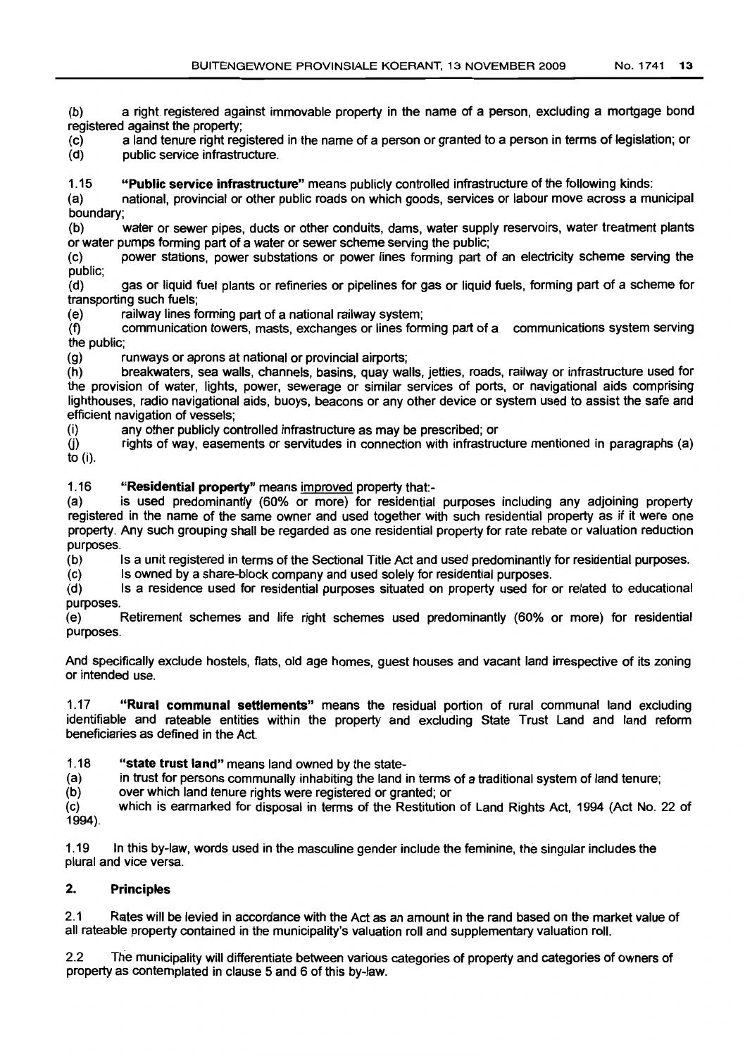(b) a right registered against immovable property in the name of a person, excluding a mortgage bond registered against the property;

(c) a land tenure right registered in the name of a person or granted to a person in terms of legislation; or

(d) public service infrastructure.

1.15 **"Public service infrastructure"** means publicly controlled infrastructure of the following kinds:

(a) national, provincial or other public roads on which goods, services or labour move across a municipal boundary;

(b) water or sewer pipes, ducts or other conduits, dams, water supply reservoirs, water treatment plants or water pumps forming part of a water or sewer scheme serving the public;

(c) power stations, power substations or power lines forming part of an electricity scheme serving the public;

(d) gas or liquid fuel plants or refineries or pipelines for gas or liquid fuels, forming part of a scheme for transporting such fuels;

(e) railway lines forming part of a national railway system;

(f) communication towers, masts, exchanges or lines forming part of a communications system serving the public;

(g) runways or aprons at national or provincial airports;

(h) breakwaters, sea walls, channels, basins, quay walls, jetties, roads, railway or infrastructure used for the provision of water, lights, power, sewerage or similar services of ports, or navigational aids comprising lighthouses, radio navigational aids, buoys, beacons or any other device or system used to assist the safe and efficient navigation of vessels;

(i) any other publicly controlled infrastructure as may be prescribed; or

(j) rights of way, easements or servitudes in connection with infrastructure mentioned in paragraphs (a) to (i).

1.16 **"Residential property"** means improved property that:-

(a) is used predominantly (60% or more) for residential purposes including any adjoining property registered in the name of the same owner and used together with such residential property as if it were one property. Any such grouping shall be regarded as one residential property for rate rebate or valuation reduction purposes.

(b) Is a unit registered in terms of the Sectional Title Act and used predominantly for residential purposes.

(c) Is owned by a share-block company and used solely for residential purposes.

(d) Is a residence used for residential purposes situated on property used for or related to educational purposes.

(e) Retirement schemes and life right schemes used predominantly (60% or more) for residential purposes.

And specifically exclude hostels, flats, old age homes, guest houses and vacant land irrespective of its zoning or intended use.

1.17 **"Rural communal settlements"** means the residual portion of rural communal land excluding identifiable and rateable entities within the property and excluding State Trust Land and land reform beneficiaries as defined in the Act.

1.18 **"state trust land"** means land owned by the state-

(a) in trust for persons communally inhabiting the land in terms of a traditional system of land tenure;

(b) over which land tenure rights were registered or granted; or

(c) which is earmarked for disposal in terms of the Restitution of Land Rights Act, 1994 (Act No. 22 of 1994).

1.19 In this by-law, words used in the masculine gender include the feminine, the singular includes the plural and vice versa.

## 2. Principles

2.1 Rates will be levied in accordance with the Act as an amount in the rand based on the market value of all rateable property contained in the municipality's valuation roll and supplementary valuation roll.

2.2 The municipality will differentiate between various categories of property and categories of owners of property as contemplated in clause 5 and 6 of this by-law.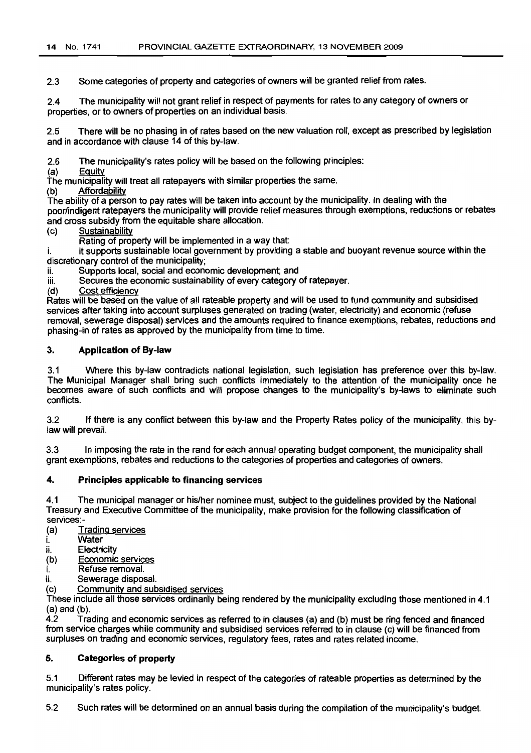2.3 Some categories of property and categories of owners will be granted relief from rates.

2.4 The municipality will not grant relief in respect of payments for rates to any category of owners or properties, or to owners of properties on an individual basis.

2.5 There will be no phasing in of rates based on the new valuation roll, except as prescribed by legislation and in accordance with clause 14 of this by-law.

2.6 The municipality's rates policy will be based on the following principles:

(a) Equity

The municipality will treat all ratepayers with similar properties the same.

(b) Affordability

The ability of a person to pay rates will be taken into account by the municipality. In dealing with the poor/indigent ratepayers the municipality will provide relief measures through exemptions, reductions or rebates and cross subsidy from the equitable share allocation.

(c) Sustainability

Rating of property will be implemented in a way that:

i. it supports sustainable local government by providing a stable and buoyant revenue source within the discretionary control of the municipality;

ii. Supports local, social and economic development; and

iii. Secures the economic sustainability of every category of ratepayer.

(d) Cost efficiency

Rates will be based on the value of all rateable property and will be used to fund community and subsidised services after taking into account surpluses generated on trading (water, electricity) and economic (refuse removal, sewerage disposal) services and the amounts required to finance exemptions, rebates, reductions and phasing-in of rates as approved by the municipality from time to time.

## 3. Application of By-law

3.1 Where this by-law contradicts national legislation, such legislation has preference over this by-law. The Municipal Manager shall bring such conflicts immediately to the attention of the municipality once he becomes aware of such conflicts and will propose changes to the municipality's by-laws to eliminate such conflicts.

3.2 If there is any conflict between this by-law and the Property Rates policy of the municipality, this by-law will prevail.

3.3 In imposing the rate in the rand for each annual operating budget component, the municipality shall grant exemptions, rebates and reductions to the categories of properties and categories of owners.

## 4. Principles applicable to financing services

4.1 The municipal manager or his/her nominee must, subject to the guidelines provided by the National Treasury and Executive Committee of the municipality, make provision for the following classification of services:-

(a) Trading services

i. Water

ii. Electricity

(b) Economic services

i. Refuse removal.

ii. Sewerage disposal.

(c) Community and subsidised services

These include all those services ordinarily being rendered by the municipality excluding those mentioned in 4.1 (a) and (b).

4.2 Trading and economic services as referred to in clauses (a) and (b) must be ring fenced and financed from service charges while community and subsidised services referred to in clause (c) will be financed from surpluses on trading and economic services, regulatory fees, rates and rates related income.

## 5. Categories of property

5.1 Different rates may be levied in respect of the categories of rateable properties as determined by the municipality's rates policy.

5.2 Such rates will be determined on an annual basis during the compilation of the municipality's budget.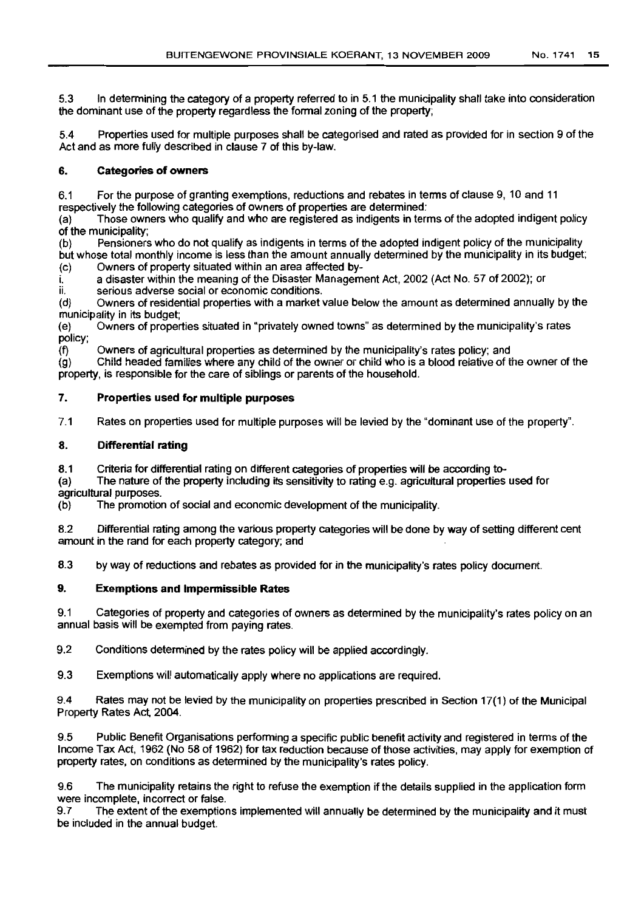5.3 In determining the category of a property referred to in 5.1 the municipality shall take into consideration the dominant use of the property regardless the formal zoning of the property;

5.4 Properties used for multiple purposes shall be categorised and rated as provided for in section 9 of the Act and as more fully described in clause 7 of this by-law.

## 6. Categories of owners

6.1 For the purpose of granting exemptions, reductions and rebates in terms of clause 9, 10 and 11 respectively the following categories of owners of properties are determined:

(a) Those owners who qualify and who are registered as indigents in terms of the adopted indigent policy of the municipality;

(b) Pensioners who do not qualify as indigents in terms of the adopted indigent policy of the municipality but whose total monthly income is less than the amount annually determined by the municipality in its budget;

(c) Owners of property situated within an area affected by-

i. a disaster within the meaning of the Disaster Management Act, 2002 (Act No. 57 of 2002); or

ii. serious adverse social or economic conditions.

(d) Owners of residential properties with a market value below the amount as determined annually by the municipality in its budget;

(e) Owners of properties situated in "privately owned towns" as determined by the municipality's rates policy;

(f) Owners of agricultural properties as determined by the municipality's rates policy; and

(g) Child headed families where any child of the owner or child who is a blood relative of the owner of the property, is responsible for the care of siblings or parents of the household.

## 7. Properties used for multiple purposes

7.1 Rates on properties used for multiple purposes will be levied by the "dominant use of the property".

## 8. Differential rating

8.1 Criteria for differential rating on different categories of properties will be according to-

(a) The nature of the property including its sensitivity to rating e.g. agricultural properties used for agricultural purposes.

(b) The promotion of social and economic development of the municipality.

8.2 Differential rating among the various property categories will be done by way of setting different cent amount in the rand for each property category; and

8.3 by way of reductions and rebates as provided for in the municipality's rates policy document.

## 9. Exemptions and Impermissible Rates

9.1 Categories of property and categories of owners as determined by the municipality's rates policy on an annual basis will be exempted from paying rates.

9.2 Conditions determined by the rates policy will be applied accordingly.

9.3 Exemptions will automatically apply where no applications are required.

9.4 Rates may not be levied by the municipality on properties prescribed in Section 17(1) of the Municipal Property Rates Act, 2004.

9.5 Public Benefit Organisations performing a specific public benefit activity and registered in terms of the Income Tax Act, 1962 (No 58 of 1962) for tax reduction because of those activities, may apply for exemption of property rates, on conditions as determined by the municipality's rates policy.

9.6 The municipality retains the right to refuse the exemption if the details supplied in the application form were incomplete, incorrect or false.

9.7 The extent of the exemptions implemented will annually be determined by the municipality and it must be included in the annual budget.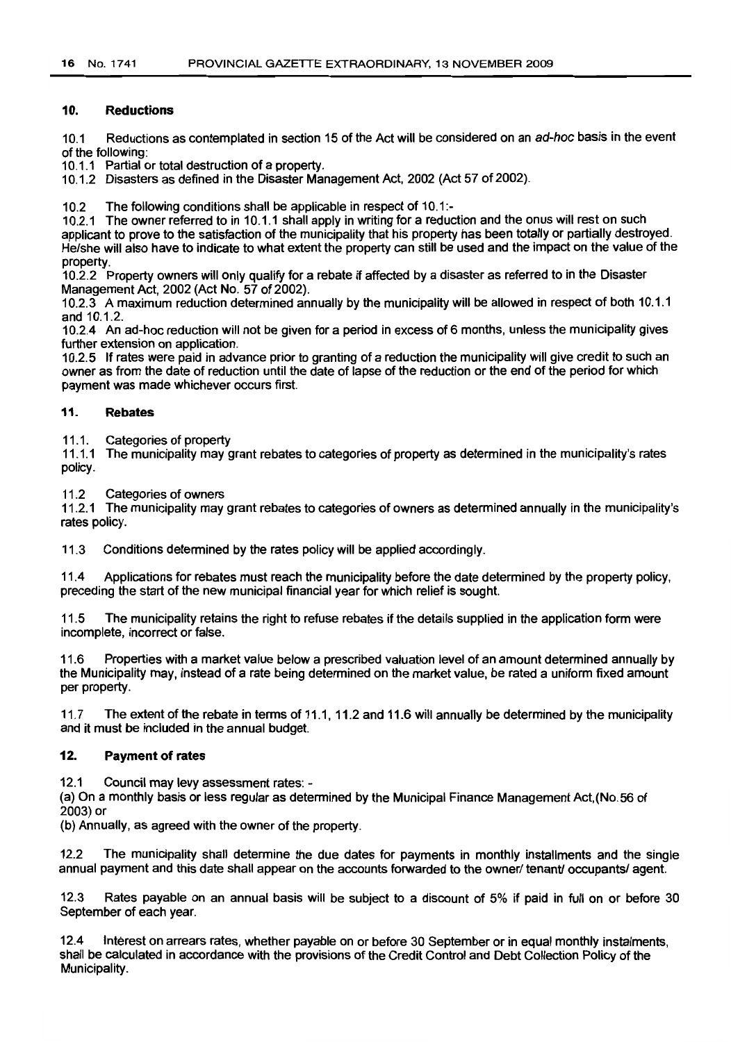## 10. Reductions

10.1 Reductions as contemplated in section 15 of the Act will be considered on an *ad-hoc* basis in the event of the following:

10.1.1 Partial or total destruction of a property.

10.1.2 Disasters as defined in the Disaster Management Act, 2002 (Act 57 of 2002).

10.2 The following conditions shall be applicable in respect of 10.1:-

10.2.1 The owner referred to in 10.1.1 shall apply in writing for a reduction and the onus will rest on such applicant to prove to the satisfaction of the municipality that his property has been totally or partially destroyed. He/she will also have to indicate to what extent the property can still be used and the impact on the value of the property.

10.2.2 Property owners will only qualify for a rebate if affected by a disaster as referred to in the Disaster Management Act, 2002 (Act No. 57 of 2002).

10.2.3 A maximum reduction determined annually by the municipality will be allowed in respect of both 10.1.1 and 10.1.2.

10.2.4 An ad-hoc reduction will not be given for a period in excess of 6 months, unless the municipality gives further extension on application.

10.2.5 If rates were paid in advance prior to granting of a reduction the municipality will give credit to such an owner as from the date of reduction until the date of lapse of the reduction or the end of the period for which payment was made whichever occurs first.

## 11. Rebates

11.1. Categories of property

11.1.1 The municipality may grant rebates to categories of property as determined in the municipality's rates policy.

11.2 Categories of owners

11.2.1 The municipality may grant rebates to categories of owners as determined annually in the municipality's rates policy.

11.3 Conditions determined by the rates policy will be applied accordingly.

11.4 Applications for rebates must reach the municipality before the date determined by the property policy, preceding the start of the new municipal financial year for which relief is sought.

11.5 The municipality retains the right to refuse rebates if the details supplied in the application form were incomplete, incorrect or false.

11.6 Properties with a market value below a prescribed valuation level of an amount determined annually by the Municipality may, instead of a rate being determined on the market value, be rated a uniform fixed amount per property.

11.7 The extent of the rebate in terms of 11.1, 11.2 and 11.6 will annually be determined by the municipality and it must be included in the annual budget.

## 12. Payment of rates

12.1 Council may levy assessment rates: -

(a) On a monthly basis or less regular as determined by the Municipal Finance Management Act,(No.56 of 2003) or

(b) Annually, as agreed with the owner of the property.

12.2 The municipality shall determine the due dates for payments in monthly installments and the single annual payment and this date shall appear on the accounts forwarded to the owner/ tenant/ occupants/ agent.

12.3 Rates payable on an annual basis will be subject to a discount of 5% if paid in full on or before 30 September of each year.

12.4 Interest on arrears rates, whether payable on or before 30 September or in equal monthly instalments, shall be calculated in accordance with the provisions of the Credit Control and Debt Collection Policy of the Municipality.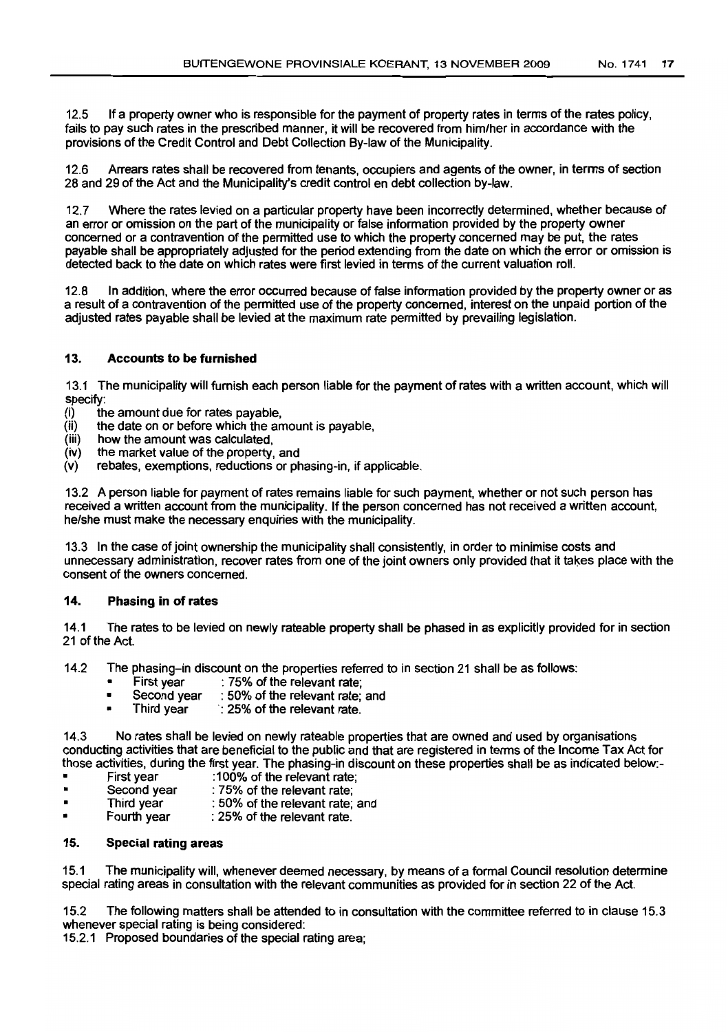12.5 If a property owner who is responsible for the payment of property rates in terms of the rates policy, fails to pay such rates in the prescribed manner, it will be recovered from him/her in accordance with the provisions of the Credit Control and Debt Collection By-law of the Municipality.

12.6 Arrears rates shall be recovered from tenants, occupiers and agents of the owner, in terms of section 28 and 29 of the Act and the Municipality's credit control en debt collection by-law.

12.7 Where the rates levied on a particular property have been incorrectly determined, whether because of an error or omission on the part of the municipality or false information provided by the property owner concerned or a contravention of the permitted use to which the property concerned may be put, the rates payable shall be appropriately adjusted for the period extending from the date on which the error or omission is detected back to the date on which rates were first levied in terms of the current valuation roll.

12.8 In addition, where the error occurred because of false information provided by the property owner or as a result of a contravention of the permitted use of the property concerned, interest on the unpaid portion of the adjusted rates payable shall be levied at the maximum rate permitted by prevailing legislation.

## 13. Accounts to be furnished

13.1 The municipality will furnish each person liable for the payment of rates with a written account, which will specify:

(i) the amount due for rates payable,
(ii) the date on or before which the amount is payable,
(iii) how the amount was calculated,
(iv) the market value of the property, and
(v) rebates, exemptions, reductions or phasing-in, if applicable.

13.2 A person liable for payment of rates remains liable for such payment, whether or not such person has received a written account from the municipality. If the person concerned has not received a written account, he/she must make the necessary enquiries with the municipality.

13.3 In the case of joint ownership the municipality shall consistently, in order to minimise costs and unnecessary administration, recover rates from one of the joint owners only provided that it takes place with the consent of the owners concerned.

## 14. Phasing in of rates

14.1 The rates to be levied on newly rateable property shall be phased in as explicitly provided for in section 21 of the Act.

14.2 The phasing-in discount on the properties referred to in section 21 shall be as follows:

- First year : 75% of the relevant rate;
- Second year : 50% of the relevant rate; and
- Third year : 25% of the relevant rate.

14.3 No rates shall be levied on newly rateable properties that are owned and used by organisations conducting activities that are beneficial to the public and that are registered in terms of the Income Tax Act for those activities, during the first year. The phasing-in discount on these properties shall be as indicated below:-

- First year :100% of the relevant rate;
- Second year : 75% of the relevant rate;
- Third year : 50% of the relevant rate; and
- Fourth year : 25% of the relevant rate.

## 15. Special rating areas

15.1 The municipality will, whenever deemed necessary, by means of a formal Council resolution determine special rating areas in consultation with the relevant communities as provided for in section 22 of the Act.

15.2 The following matters shall be attended to in consultation with the committee referred to in clause 15.3 whenever special rating is being considered:

15.2.1 Proposed boundaries of the special rating area;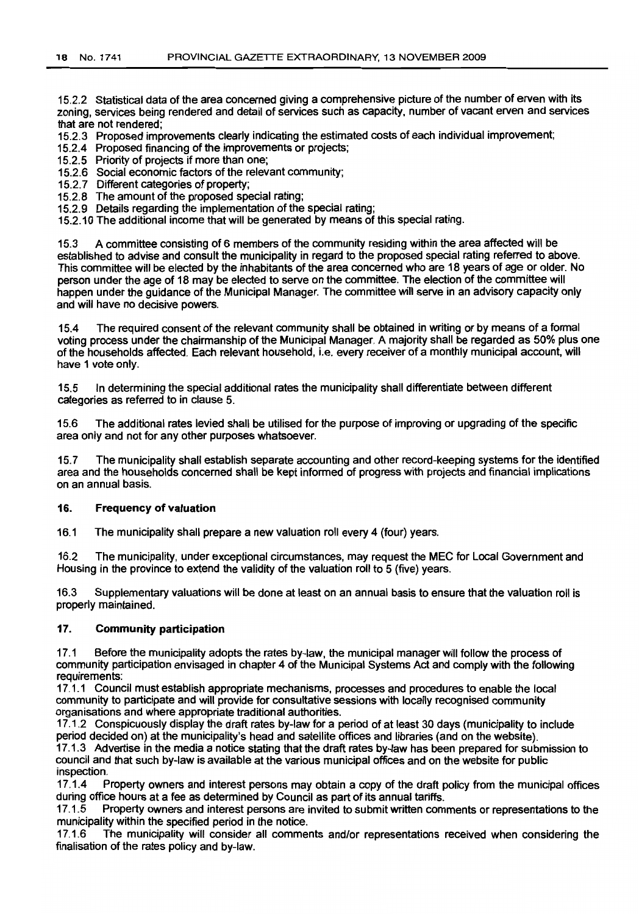15.2.2 Statistical data of the area concerned giving a comprehensive picture of the number of erven with its zoning, services being rendered and detail of services such as capacity, number of vacant erven and services that are not rendered;

15.2.3 Proposed improvements clearly indicating the estimated costs of each individual improvement;

15.2.4 Proposed financing of the improvements or projects;

15.2.5 Priority of projects if more than one;

15.2.6 Social economic factors of the relevant community;

15.2.7 Different categories of property;

15.2.8 The amount of the proposed special rating;

15.2.9 Details regarding the implementation of the special rating;

15.2.10 The additional income that will be generated by means of this special rating.

15.3 A committee consisting of 6 members of the community residing within the area affected will be established to advise and consult the municipality in regard to the proposed special rating referred to above. This committee will be elected by the inhabitants of the area concerned who are 18 years of age or older. No person under the age of 18 may be elected to serve on the committee. The election of the committee will happen under the guidance of the Municipal Manager. The committee will serve in an advisory capacity only and will have no decisive powers.

15.4 The required consent of the relevant community shall be obtained in writing or by means of a formal voting process under the chairmanship of the Municipal Manager. A majority shall be regarded as 50% plus one of the households affected. Each relevant household, i.e. every receiver of a monthly municipal account, will have 1 vote only.

15.5 In determining the special additional rates the municipality shall differentiate between different categories as referred to in clause 5.

15.6 The additional rates levied shall be utilised for the purpose of improving or upgrading of the specific area only and not for any other purposes whatsoever.

15.7 The municipality shall establish separate accounting and other record-keeping systems for the identified area and the households concerned shall be kept informed of progress with projects and financial implications on an annual basis.

### 16. Frequency of valuation

16.1 The municipality shall prepare a new valuation roll every 4 (four) years.

16.2 The municipality, under exceptional circumstances, may request the MEC for Local Government and Housing in the province to extend the validity of the valuation roll to 5 (five) years.

16.3 Supplementary valuations will be done at least on an annual basis to ensure that the valuation roll is properly maintained.

### 17. Community participation

17.1 Before the municipality adopts the rates by-law, the municipal manager will follow the process of community participation envisaged in chapter 4 of the Municipal Systems Act and comply with the following requirements:

17.1.1 Council must establish appropriate mechanisms, processes and procedures to enable the local community to participate and will provide for consultative sessions with locally recognised community organisations and where appropriate traditional authorities.

17.1.2 Conspicuously display the draft rates by-law for a period of at least 30 days (municipality to include period decided on) at the municipality's head and satellite offices and libraries (and on the website).

17.1.3 Advertise in the media a notice stating that the draft rates by-law has been prepared for submission to council and that such by-law is available at the various municipal offices and on the website for public inspection.

17.1.4 Property owners and interest persons may obtain a copy of the draft policy from the municipal offices during office hours at a fee as determined by Council as part of its annual tariffs.

17.1.5 Property owners and interest persons are invited to submit written comments or representations to the municipality within the specified period in the notice.

17.1.6 The municipality will consider all comments and/or representations received when considering the finalisation of the rates policy and by-law.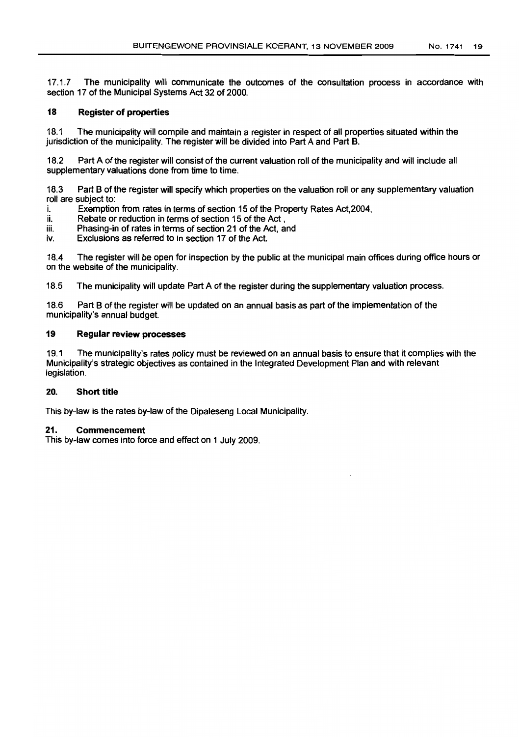17.1.7 The municipality will communicate the outcomes of the consultation process in accordance with section 17 of the Municipal Systems Act 32 of 2000.

## 18 Register of properties

18.1 The municipality will compile and maintain a register in respect of all properties situated within the jurisdiction of the municipality. The register will be divided into Part A and Part B.

18.2 Part A of the register will consist of the current valuation roll of the municipality and will include all supplementary valuations done from time to time.

18.3 Part B of the register will specify which properties on the valuation roll or any supplementary valuation roll are subject to:

i. Exemption from rates in terms of section 15 of the Property Rates Act,2004,
ii. Rebate or reduction in terms of section 15 of the Act ,
iii. Phasing-in of rates in terms of section 21 of the Act, and
iv. Exclusions as referred to in section 17 of the Act.

18.4 The register will be open for inspection by the public at the municipal main offices during office hours or on the website of the municipality.

18.5 The municipality will update Part A of the register during the supplementary valuation process.

18.6 Part B of the register will be updated on an annual basis as part of the implementation of the municipality's annual budget.

## 19 Regular review processes

19.1 The municipality's rates policy must be reviewed on an annual basis to ensure that it complies with the Municipality's strategic objectives as contained in the Integrated Development Plan and with relevant legislation.

## 20. Short title

This by-law is the rates by-law of the Dipaleseng Local Municipality.

## 21. Commencement

This by-law comes into force and effect on 1 July 2009.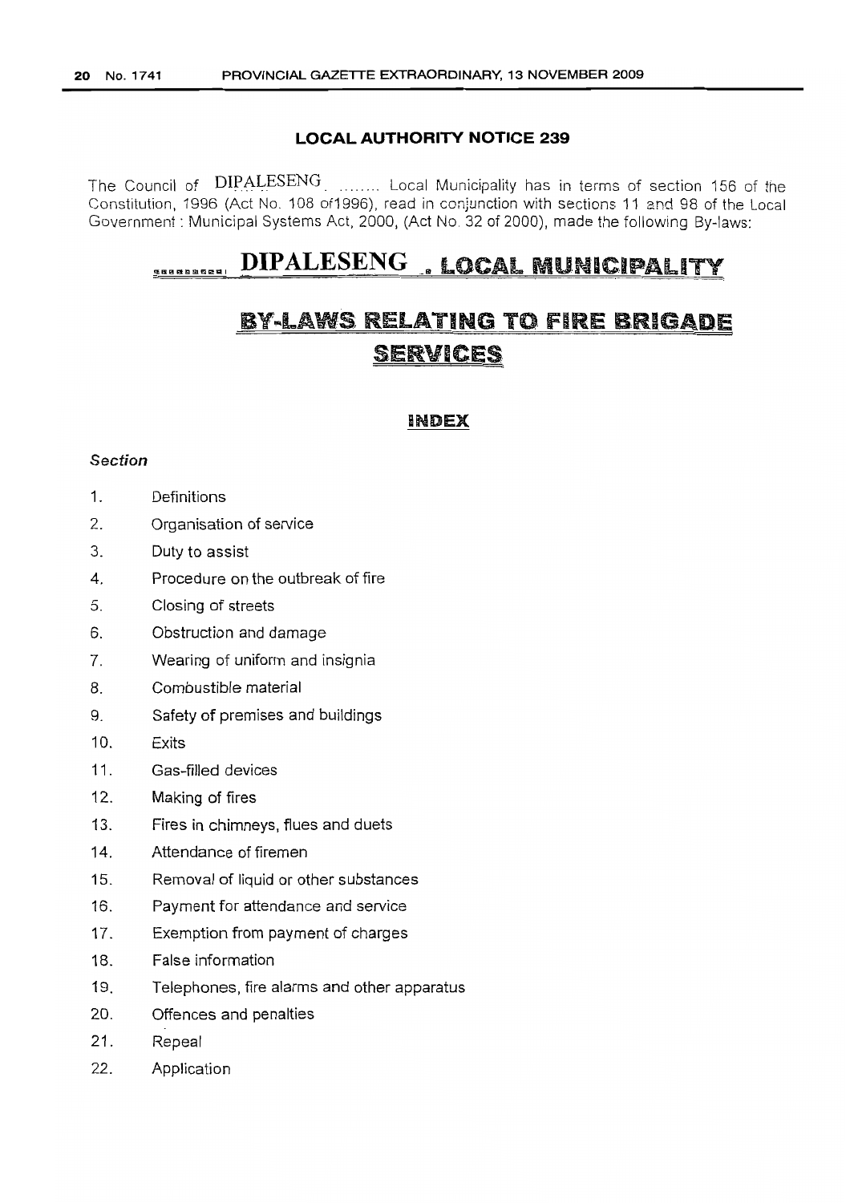**LOCAL AUTHORITY NOTICE 239**

The Council of DIPALESENG ........ Local Municipality has in terms of section 156 of the Constitution, 1996 (Act No. 108 of1996), read in conjunction with sections 11 and 98 of the Local Government : Municipal Systems Act, 2000, (Act No. 32 of 2000), made the following By-laws:

# DIPALESENG LOCAL MUNICIPALITY

# BY-LAWS RELATING TO FIRE BRIGADE SERVICES

## INDEX

*Section*

1. Definitions
2. Organisation of service
3. Duty to assist
4. Procedure on the outbreak of fire
5. Closing of streets
6. Obstruction and damage
7. Wearing of uniform and insignia
8. Combustible material
9. Safety of premises and buildings
10. Exits
11. Gas-filled devices
12. Making of fires
13. Fires in chimneys, flues and duets
14. Attendance of firemen
15. Removal of liquid or other substances
16. Payment for attendance and service
17. Exemption from payment of charges
18. False information
19. Telephones, fire alarms and other apparatus
20. Offences and penalties
21. Repeal
22. Application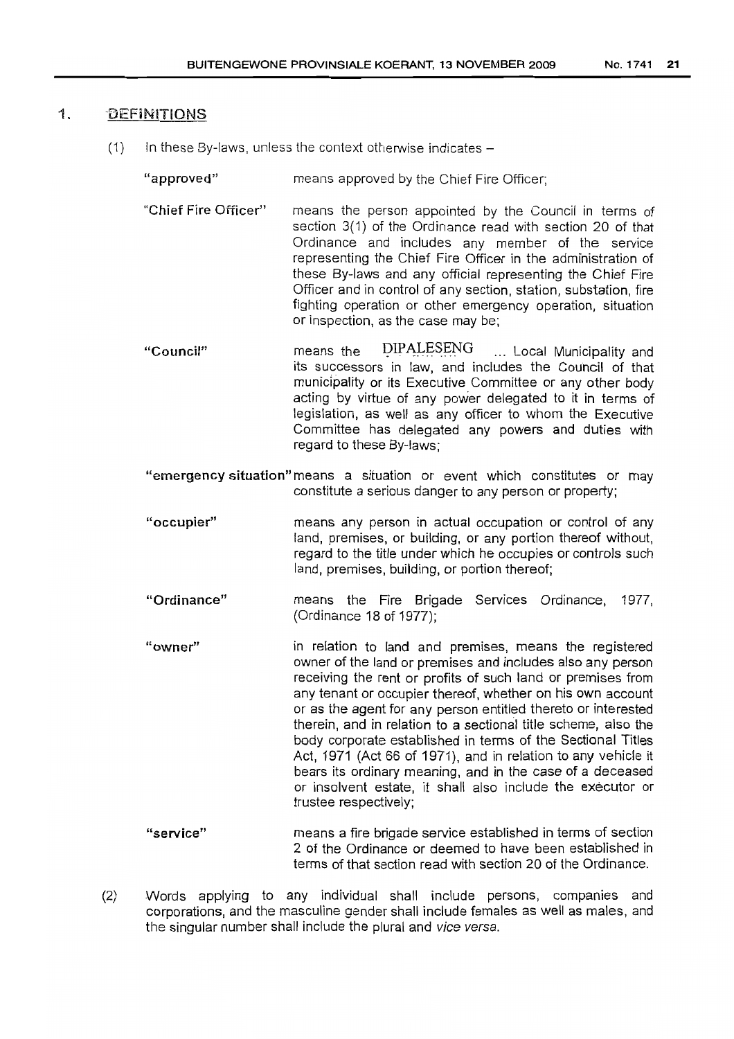## 1. DEFINITIONS

(1) In these By-laws, unless the context otherwise indicates –

**"approved"** means approved by the Chief Fire Officer;

**"Chief Fire Officer"** means the person appointed by the Council in terms of section 3(1) of the Ordinance read with section 20 of that Ordinance and includes any member of the service representing the Chief Fire Officer in the administration of these By-laws and any official representing the Chief Fire Officer and in control of any section, station, substation, fire fighting operation or other emergency operation, situation or inspection, as the case may be;

**"Council"** means the DIPALESENG ... Local Municipality and its successors in law, and includes the Council of that municipality or its Executive Committee or any other body acting by virtue of any power delegated to it in terms of legislation, as well as any officer to whom the Executive Committee has delegated any powers and duties with regard to these By-laws;

**"emergency situation"** means a situation or event which constitutes or may constitute a serious danger to any person or property;

**"occupier"** means any person in actual occupation or control of any land, premises, or building, or any portion thereof without, regard to the title under which he occupies or controls such land, premises, building, or portion thereof;

**"Ordinance"** means the Fire Brigade Services Ordinance, 1977, (Ordinance 18 of 1977);

**"owner"** in relation to land and premises, means the registered owner of the land or premises and includes also any person receiving the rent or profits of such land or premises from any tenant or occupier thereof, whether on his own account or as the agent for any person entitled thereto or interested therein, and in relation to a sectional title scheme, also the body corporate established in terms of the Sectional Titles Act, 1971 (Act 66 of 1971), and in relation to any vehicle it bears its ordinary meaning, and in the case of a deceased or insolvent estate, it shall also include the executor or trustee respectively;

**"service"** means a fire brigade service established in terms of section 2 of the Ordinance or deemed to have been established in terms of that section read with section 20 of the Ordinance.

(2) Words applying to any individual shall include persons, companies and corporations, and the masculine gender shall include females as well as males, and the singular number shall include the plural and *vice versa*.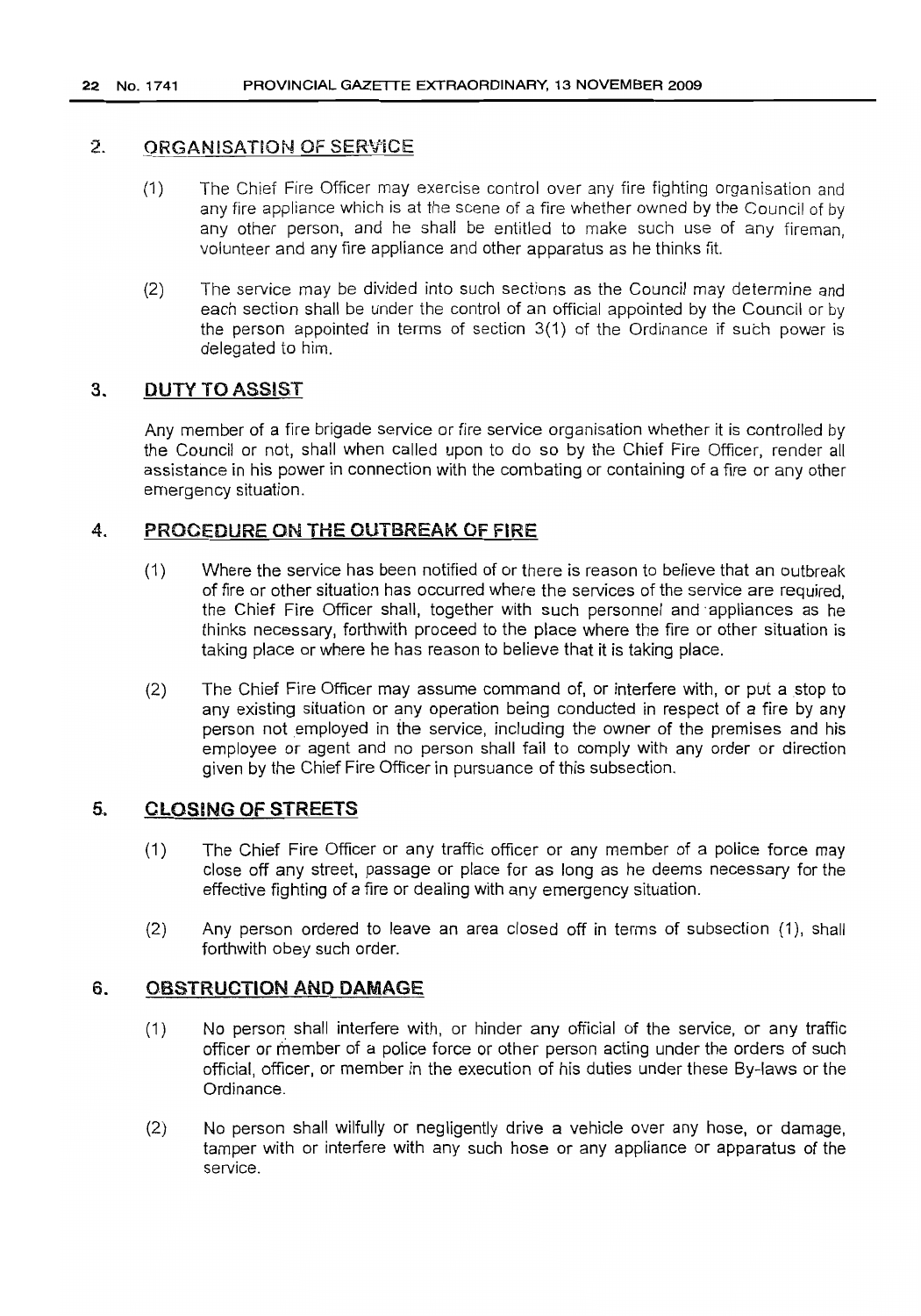## 2. ORGANISATION OF SERVICE

(1) The Chief Fire Officer may exercise control over any fire fighting organisation and any fire appliance which is at the scene of a fire whether owned by the Council of by any other person, and he shall be entitled to make such use of any fireman, volunteer and any fire appliance and other apparatus as he thinks fit.

(2) The service may be divided into such sections as the Council may determine and each section shall be under the control of an official appointed by the Council or by the person appointed in terms of section 3(1) of the Ordinance if such power is delegated to him.

## 3. DUTY TO ASSIST

Any member of a fire brigade service or fire service organisation whether it is controlled by the Council or not, shall when called upon to do so by the Chief Fire Officer, render all assistance in his power in connection with the combating or containing of a fire or any other emergency situation.

## 4. PROCEDURE ON THE OUTBREAK OF FIRE

(1) Where the service has been notified of or there is reason to believe that an outbreak of fire or other situation has occurred where the services of the service are required, the Chief Fire Officer shall, together with such personnel and appliances as he thinks necessary, forthwith proceed to the place where the fire or other situation is taking place or where he has reason to believe that it is taking place.

(2) The Chief Fire Officer may assume command of, or interfere with, or put a stop to any existing situation or any operation being conducted in respect of a fire by any person not employed in the service, including the owner of the premises and his employee or agent and no person shall fail to comply with any order or direction given by the Chief Fire Officer in pursuance of this subsection.

## 5. CLOSING OF STREETS

(1) The Chief Fire Officer or any traffic officer or any member of a police force may close off any street, passage or place for as long as he deems necessary for the effective fighting of a fire or dealing with any emergency situation.

(2) Any person ordered to leave an area closed off in terms of subsection (1), shall forthwith obey such order.

## 6. OBSTRUCTION AND DAMAGE

(1) No person shall interfere with, or hinder any official of the service, or any traffic officer or member of a police force or other person acting under the orders of such official, officer, or member in the execution of his duties under these By-laws or the Ordinance.

(2) No person shall wilfully or negligently drive a vehicle over any hose, or damage, tamper with or interfere with any such hose or any appliance or apparatus of the service.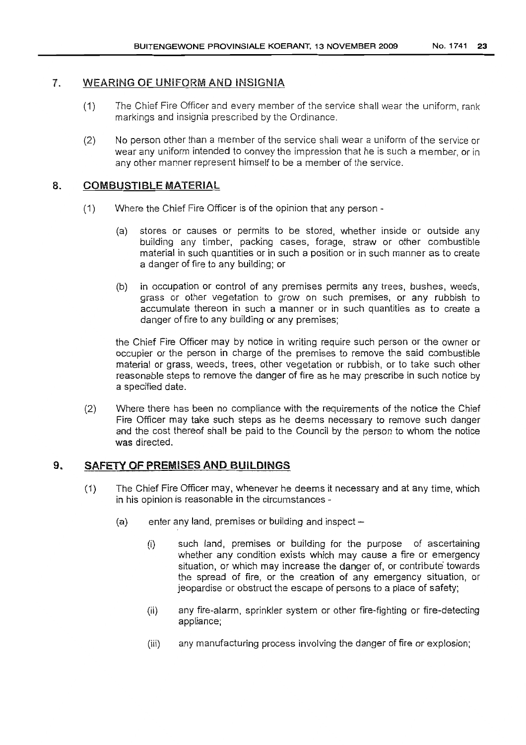## 7. WEARING OF UNIFORM AND INSIGNIA

(1) The Chief Fire Officer and every member of the service shall wear the uniform, rank markings and insignia prescribed by the Ordinance.

(2) No person other than a member of the service shall wear a uniform of the service or wear any uniform intended to convey the impression that he is such a member, or in any other manner represent himself to be a member of the service.

## 8. COMBUSTIBLE MATERIAL

(1) Where the Chief Fire Officer is of the opinion that any person -

(a) stores or causes or permits to be stored, whether inside or outside any building any timber, packing cases, forage, straw or other combustible material in such quantities or in such a position or in such manner as to create a danger of fire to any building; or

(b) in occupation or control of any premises permits any trees, bushes, weeds, grass or other vegetation to grow on such premises, or any rubbish to accumulate thereon in such a manner or in such quantities as to create a danger of fire to any building or any premises;

the Chief Fire Officer may by notice in writing require such person or the owner or occupier or the person in charge of the premises to remove the said combustible material or grass, weeds, trees, other vegetation or rubbish, or to take such other reasonable steps to remove the danger of fire as he may prescribe in such notice by a specified date.

(2) Where there has been no compliance with the requirements of the notice the Chief Fire Officer may take such steps as he deems necessary to remove such danger and the cost thereof shall be paid to the Council by the person to whom the notice was directed.

## 9. SAFETY OF PREMISES AND BUILDINGS

(1) The Chief Fire Officer may, whenever he deems it necessary and at any time, which in his opinion is reasonable in the circumstances -

(a) enter any land, premises or building and inspect –

(i) such land, premises or building for the purpose of ascertaining whether any condition exists which may cause a fire or emergency situation, or which may increase the danger of, or contribute towards the spread of fire, or the creation of any emergency situation, or jeopardise or obstruct the escape of persons to a place of safety;

(ii) any fire-alarm, sprinkler system or other fire-fighting or fire-detecting appliance;

(iii) any manufacturing process involving the danger of fire or explosion;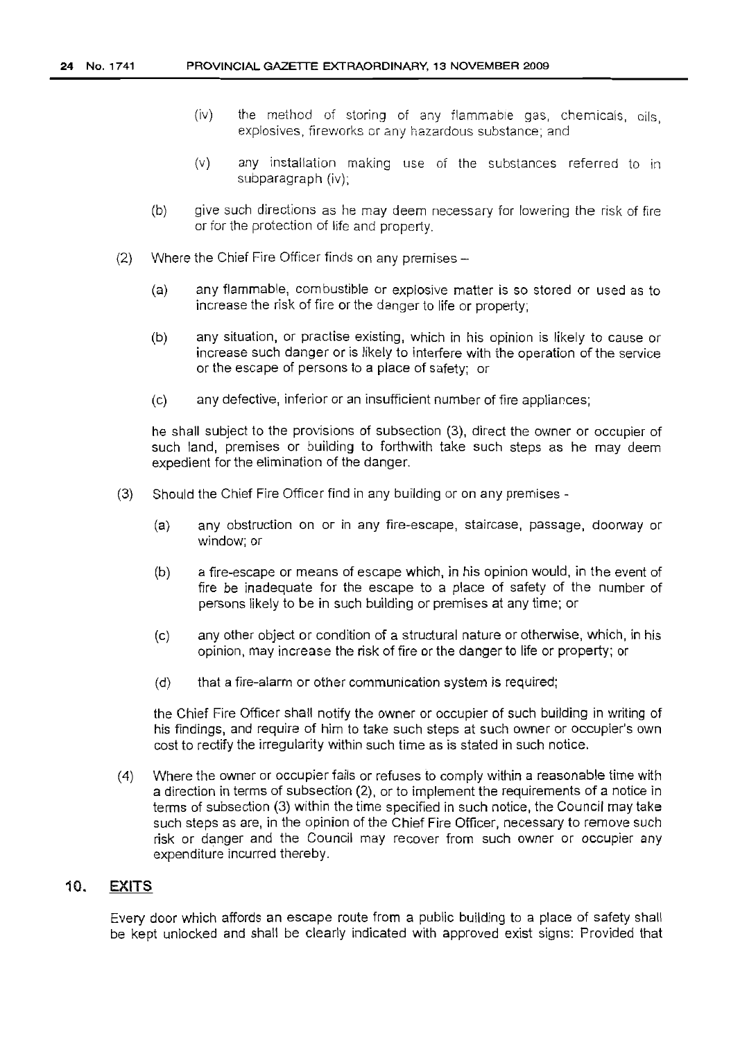(iv) the method of storing of any flammable gas, chemicals, oils, explosives, fireworks or any hazardous substance; and

(v) any installation making use of the substances referred to in subparagraph (iv);

(b) give such directions as he may deem necessary for lowering the risk of fire or for the protection of life and property.

(2) Where the Chief Fire Officer finds on any premises –

(a) any flammable, combustible or explosive matter is so stored or used as to increase the risk of fire or the danger to life or property;

(b) any situation, or practise existing, which in his opinion is likely to cause or increase such danger or is likely to interfere with the operation of the service or the escape of persons to a place of safety; or

(c) any defective, inferior or an insufficient number of fire appliances;

he shall subject to the provisions of subsection (3), direct the owner or occupier of such land, premises or building to forthwith take such steps as he may deem expedient for the elimination of the danger.

(3) Should the Chief Fire Officer find in any building or on any premises -

(a) any obstruction on or in any fire-escape, staircase, passage, doorway or window; or

(b) a fire-escape or means of escape which, in his opinion would, in the event of fire be inadequate for the escape to a place of safety of the number of persons likely to be in such building or premises at any time; or

(c) any other object or condition of a structural nature or otherwise, which, in his opinion, may increase the risk of fire or the danger to life or property; or

(d) that a fire-alarm or other communication system is required;

the Chief Fire Officer shall notify the owner or occupier of such building in writing of his findings, and require of him to take such steps at such owner or occupier's own cost to rectify the irregularity within such time as is stated in such notice.

(4) Where the owner or occupier fails or refuses to comply within a reasonable time with a direction in terms of subsection (2), or to implement the requirements of a notice in terms of subsection (3) within the time specified in such notice, the Council may take such steps as are, in the opinion of the Chief Fire Officer, necessary to remove such risk or danger and the Council may recover from such owner or occupier any expenditure incurred thereby.

## 10. EXITS

Every door which affords an escape route from a public building to a place of safety shall be kept unlocked and shall be clearly indicated with approved exist signs: Provided that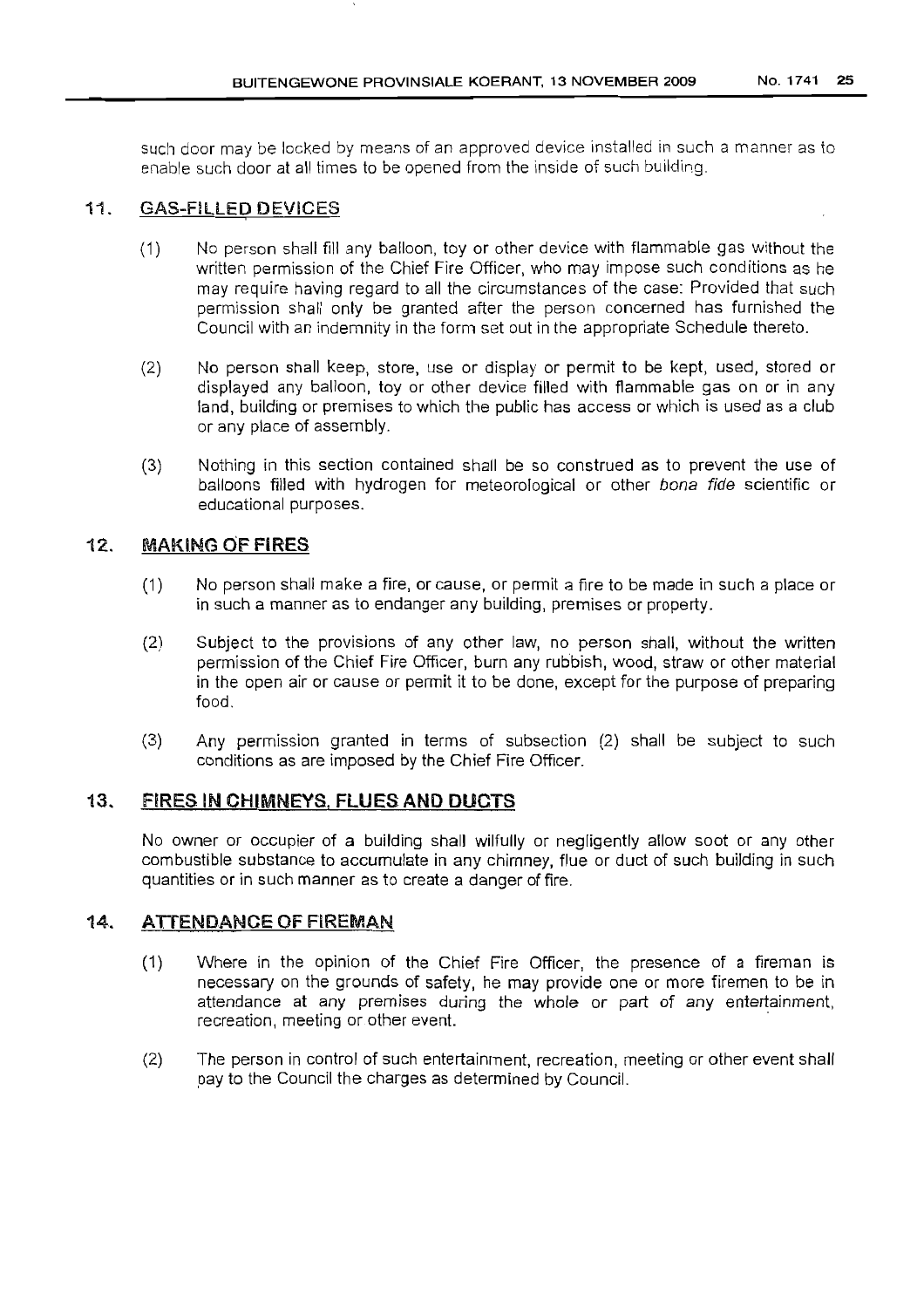such door may be locked by means of an approved device installed in such a manner as to enable such door at all times to be opened from the inside of such building.

## 11. GAS-FILLED DEVICES

(1) No person shall fill any balloon, toy or other device with flammable gas without the written permission of the Chief Fire Officer, who may impose such conditions as he may require having regard to all the circumstances of the case: Provided that such permission shall only be granted after the person concerned has furnished the Council with an indemnity in the form set out in the appropriate Schedule thereto.

(2) No person shall keep, store, use or display or permit to be kept, used, stored or displayed any balloon, toy or other device filled with flammable gas on or in any land, building or premises to which the public has access or which is used as a club or any place of assembly.

(3) Nothing in this section contained shall be so construed as to prevent the use of balloons filled with hydrogen for meteorological or other *bona fide* scientific or educational purposes.

## 12. MAKING OF FIRES

(1) No person shall make a fire, or cause, or permit a fire to be made in such a place or in such a manner as to endanger any building, premises or property.

(2) Subject to the provisions of any other law, no person shall, without the written permission of the Chief Fire Officer, burn any rubbish, wood, straw or other material in the open air or cause or permit it to be done, except for the purpose of preparing food.

(3) Any permission granted in terms of subsection (2) shall be subject to such conditions as are imposed by the Chief Fire Officer.

## 13. FIRES IN CHIMNEYS, FLUES AND DUCTS

No owner or occupier of a building shall wilfully or negligently allow soot or any other combustible substance to accumulate in any chimney, flue or duct of such building in such quantities or in such manner as to create a danger of fire.

## 14. ATTENDANCE OF FIREMAN

(1) Where in the opinion of the Chief Fire Officer, the presence of a fireman is necessary on the grounds of safety, he may provide one or more firemen to be in attendance at any premises during the whole or part of any entertainment, recreation, meeting or other event.

(2) The person in control of such entertainment, recreation, meeting or other event shall pay to the Council the charges as determined by Council.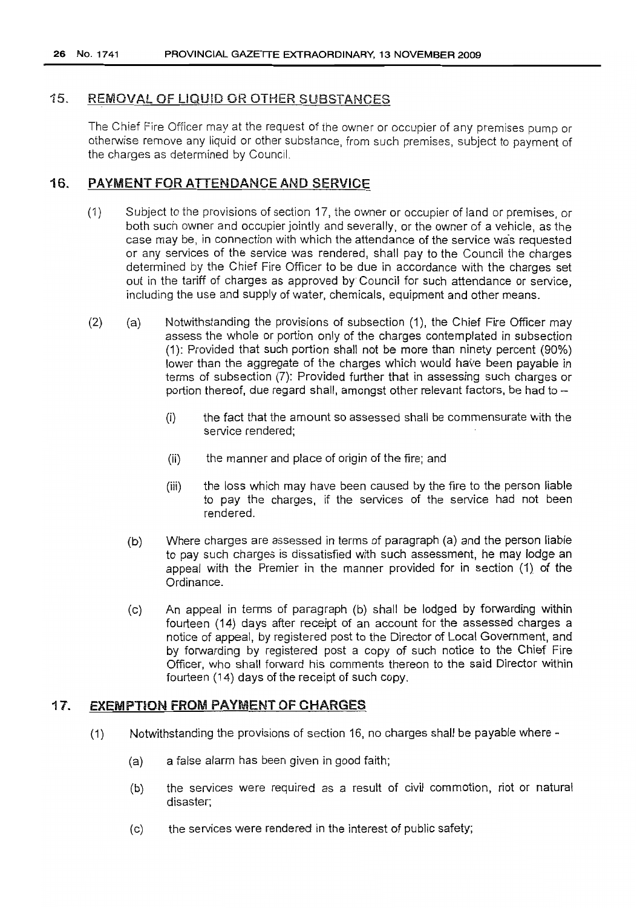## 15. REMOVAL OF LIQUID OR OTHER SUBSTANCES

The Chief Fire Officer may at the request of the owner or occupier of any premises pump or otherwise remove any liquid or other substance, from such premises, subject to payment of the charges as determined by Council.

## 16. PAYMENT FOR ATTENDANCE AND SERVICE

(1) Subject to the provisions of section 17, the owner or occupier of land or premises, or both such owner and occupier jointly and severally, or the owner of a vehicle, as the case may be, in connection with which the attendance of the service was requested or any services of the service was rendered, shall pay to the Council the charges determined by the Chief Fire Officer to be due in accordance with the charges set out in the tariff of charges as approved by Council for such attendance or service, including the use and supply of water, chemicals, equipment and other means.

(2) (a) Notwithstanding the provisions of subsection (1), the Chief Fire Officer may assess the whole or portion only of the charges contemplated in subsection (1): Provided that such portion shall not be more than ninety percent (90%) lower than the aggregate of the charges which would have been payable in terms of subsection (7): Provided further that in assessing such charges or portion thereof, due regard shall, amongst other relevant factors, be had to –

(i) the fact that the amount so assessed shall be commensurate with the service rendered;

(ii) the manner and place of origin of the fire; and

(iii) the loss which may have been caused by the fire to the person liable to pay the charges, if the services of the service had not been rendered.

(b) Where charges are assessed in terms of paragraph (a) and the person liable to pay such charges is dissatisfied with such assessment, he may lodge an appeal with the Premier in the manner provided for in section (1) of the Ordinance.

(c) An appeal in terms of paragraph (b) shall be lodged by forwarding within fourteen (14) days after receipt of an account for the assessed charges a notice of appeal, by registered post to the Director of Local Government, and by forwarding by registered post a copy of such notice to the Chief Fire Officer, who shall forward his comments thereon to the said Director within fourteen (14) days of the receipt of such copy.

## 17. EXEMPTION FROM PAYMENT OF CHARGES

(1) Notwithstanding the provisions of section 16, no charges shall be payable where -

(a) a false alarm has been given in good faith;

(b) the services were required as a result of civil commotion, riot or natural disaster;

(c) the services were rendered in the interest of public safety;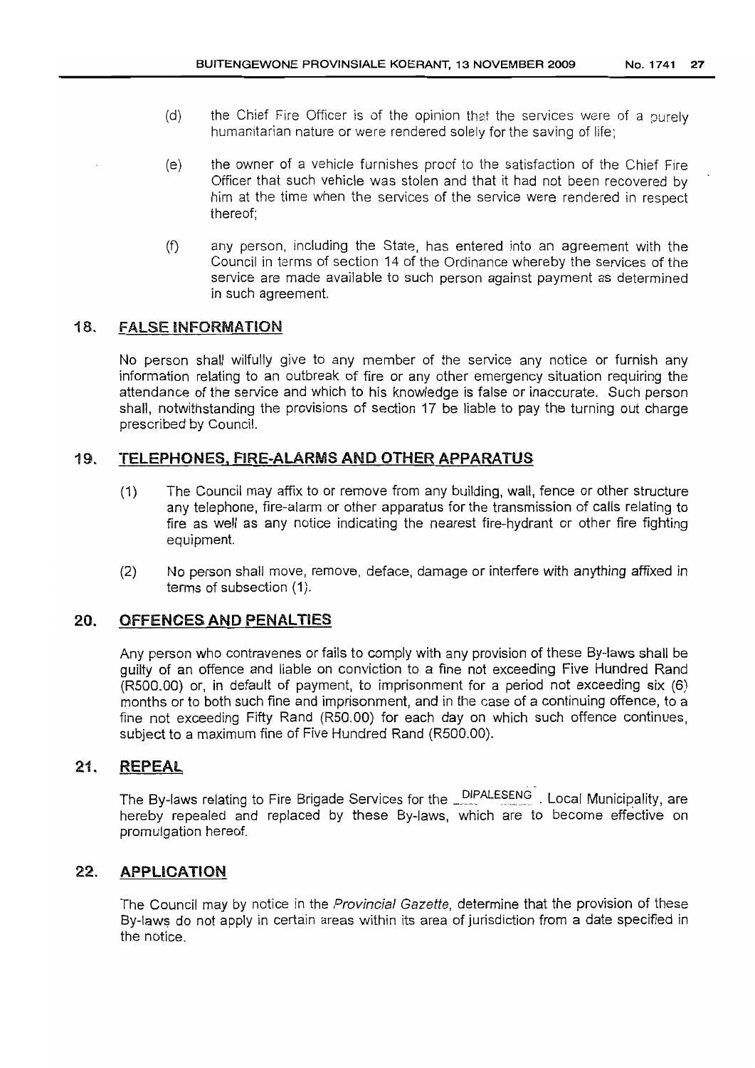(d) the Chief Fire Officer is of the opinion that the services were of a purely humanitarian nature or were rendered solely for the saving of life;

(e) the owner of a vehicle furnishes proof to the satisfaction of the Chief Fire Officer that such vehicle was stolen and that it had not been recovered by him at the time when the services of the service were rendered in respect thereof;

(f) any person, including the State, has entered into an agreement with the Council in terms of section 14 of the Ordinance whereby the services of the service are made available to such person against payment as determined in such agreement.

## 18. FALSE INFORMATION

No person shall wilfully give to any member of the service any notice or furnish any information relating to an outbreak of fire or any other emergency situation requiring the attendance of the service and which to his knowledge is false or inaccurate. Such person shall, notwithstanding the provisions of section 17 be liable to pay the turning out charge prescribed by Council.

## 19. TELEPHONES, FIRE-ALARMS AND OTHER APPARATUS

(1) The Council may affix to or remove from any building, wall, fence or other structure any telephone, fire-alarm or other apparatus for the transmission of calls relating to fire as well as any notice indicating the nearest fire-hydrant or other fire fighting equipment.

(2) No person shall move, remove, deface, damage or interfere with anything affixed in terms of subsection (1).

## 20. OFFENCES AND PENALTIES

Any person who contravenes or fails to comply with any provision of these By-laws shall be guilty of an offence and liable on conviction to a fine not exceeding Five Hundred Rand (R500.00) or, in default of payment, to imprisonment for a period not exceeding six (6) months or to both such fine and imprisonment, and in the case of a continuing offence, to a fine not exceeding Fifty Rand (R50.00) for each day on which such offence continues, subject to a maximum fine of Five Hundred Rand (R500.00).

## 21. REPEAL

The By-laws relating to Fire Brigade Services for the DIPALESENG Local Municipality, are hereby repealed and replaced by these By-laws, which are to become effective on promulgation hereof.

## 22. APPLICATION

The Council may by notice in the *Provincial Gazette*, determine that the provision of these By-laws do not apply in certain areas within its area of jurisdiction from a date specified in the notice.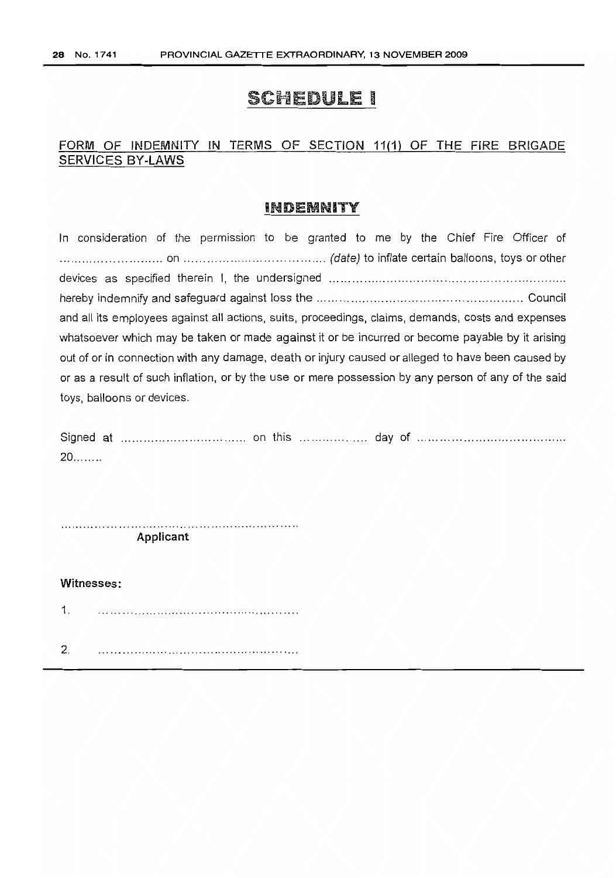# SCHEDULE I

FORM OF INDEMNITY IN TERMS OF SECTION 11(1) OF THE FIRE BRIGADE SERVICES BY-LAWS

## INDEMNITY

In consideration of the permission to be granted to me by the Chief Fire Officer of ............................ on ...................................... *(date)* to inflate certain balloons, toys or other devices as specified therein I, the undersigned ................................................................ hereby indemnify and safeguard against loss the ...................................................... Council and all its employees against all actions, suits, proceedings, claims, demands, costs and expenses whatsoever which may be taken or made against it or be incurred or become payable by it arising out of or in connection with any damage, death or injury caused or alleged to have been caused by or as a result of such inflation, or by the use or mere possession by any person of any of the said toys, balloons or devices.

Signed at .................................. on this .................. day of ........................................ 20........

..............................................................
**Applicant**

**Witnesses:**

1. .....................................................

2. .....................................................